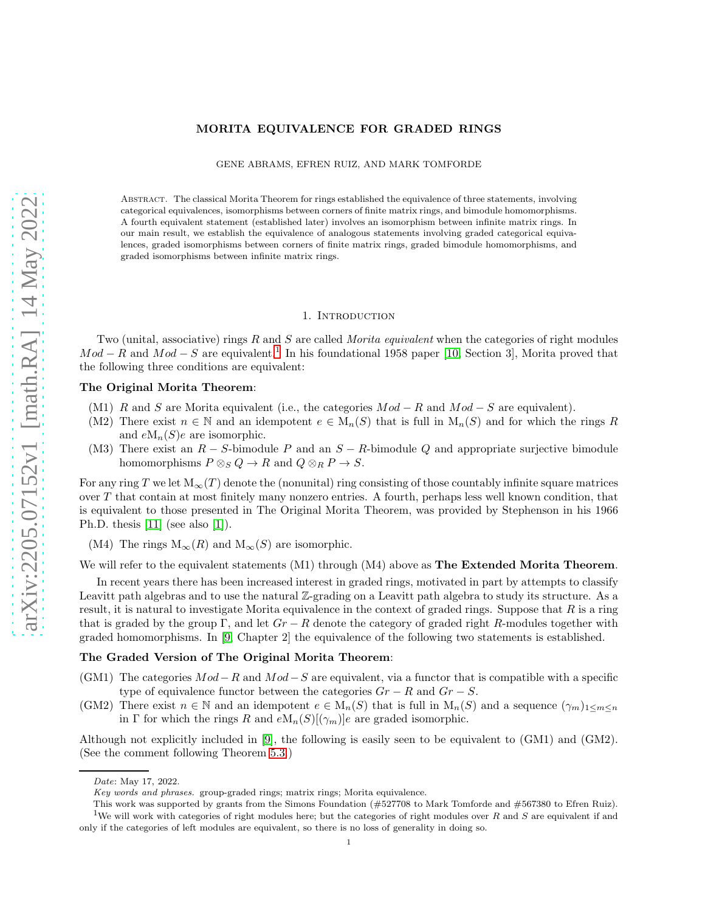# MORITA EQUIVALENCE FOR GRADED RINGS

GENE ABRAMS, EFREN RUIZ, AND MARK TOMFORDE

Abstract. The classical Morita Theorem for rings established the equivalence of three statements, involving categorical equivalences, isomorphisms between corners of finite matrix rings, and bimodule homomorphisms. A fourth equivalent statement (established later) involves an isomorphism between infinite matrix rings. In our main result, we establish the equivalence of analogous statements involving graded categorical equivalences, graded isomorphisms between corners of finite matrix rings, graded bimodule homomorphisms, and graded isomorphisms between infinite matrix rings.

## 1. Introduction

Two (unital, associative) rings $R$ and $S$ are called *Morita equivalent* when the categories of right modules $Mod-R$ and $Mod-S$ are equivalent.[1] In his foundational 1958 paper [10, Section 3], Morita proved that the following three conditions are equivalent:

**The Original Morita Theorem**:

- (M1) $R$ and $S$ are Morita equivalent (i.e., the categories $Mod-R$ and $Mod-S$ are equivalent).
- (M2) There exist $n \in \mathbb{N}$ and an idempotent $e \in \mathrm{M}_n(S)$ that is full in $\mathrm{M}_n(S)$ and for which the rings $R$ and $e\mathrm{M}_n(S)e$ are isomorphic.
- (M3) There exist an $R-S$-bimodule $P$ and an $S-R$-bimodule $Q$ and appropriate surjective bimodule homomorphisms $P \otimes_S Q \to R$ and $Q \otimes_R P \to S$.

For any ring $T$ we let $\mathrm{M}_\infty(T)$ denote the (nonunital) ring consisting of those countably infinite square matrices over $T$ that contain at most finitely many nonzero entries. A fourth, perhaps less well known condition, that is equivalent to those presented in The Original Morita Theorem, was provided by Stephenson in his 1966 Ph.D. thesis [11] (see also [1]).

- (M4) The rings $\mathrm{M}_\infty(R)$ and $\mathrm{M}_\infty(S)$ are isomorphic.

We will refer to the equivalent statements (M1) through (M4) above as **The Extended Morita Theorem**.

In recent years there has been increased interest in graded rings, motivated in part by attempts to classify Leavitt path algebras and to use the natural $\mathbb{Z}$-grading on a Leavitt path algebra to study its structure. As a result, it is natural to investigate Morita equivalence in the context of graded rings. Suppose that $R$ is a ring that is graded by the group $\Gamma$, and let $Gr-R$ denote the category of graded right $R$-modules together with graded homomorphisms. In [9, Chapter 2] the equivalence of the following two statements is established.

**The Graded Version of The Original Morita Theorem**:

- (GM1) The categories $Mod-R$ and $Mod-S$ are equivalent, via a functor that is compatible with a specific type of equivalence functor between the categories $Gr-R$ and $Gr-S$.
- (GM2) There exist $n \in \mathbb{N}$ and an idempotent $e \in \mathrm{M}_n(S)$ that is full in $\mathrm{M}_n(S)$ and a sequence $(\gamma_m)_{1\le m\le n}$ in $\Gamma$ for which the rings $R$ and $e\mathrm{M}_n(S)[(\gamma_m)]e$ are graded isomorphic.

Although not explicitly included in [9], the following is easily seen to be equivalent to (GM1) and (GM2). (See the comment following Theorem 5.3.)

*Date*: May 17, 2022.

*Key words and phrases.* group-graded rings; matrix rings; Morita equivalence.

This work was supported by grants from the Simons Foundation (#527708 to Mark Tomforde and #567380 to Efren Ruiz).

[1] We will work with categories of right modules here; but the categories of right modules over $R$ and $S$ are equivalent if and only if the categories of left modules are equivalent, so there is no loss of generality in doing so.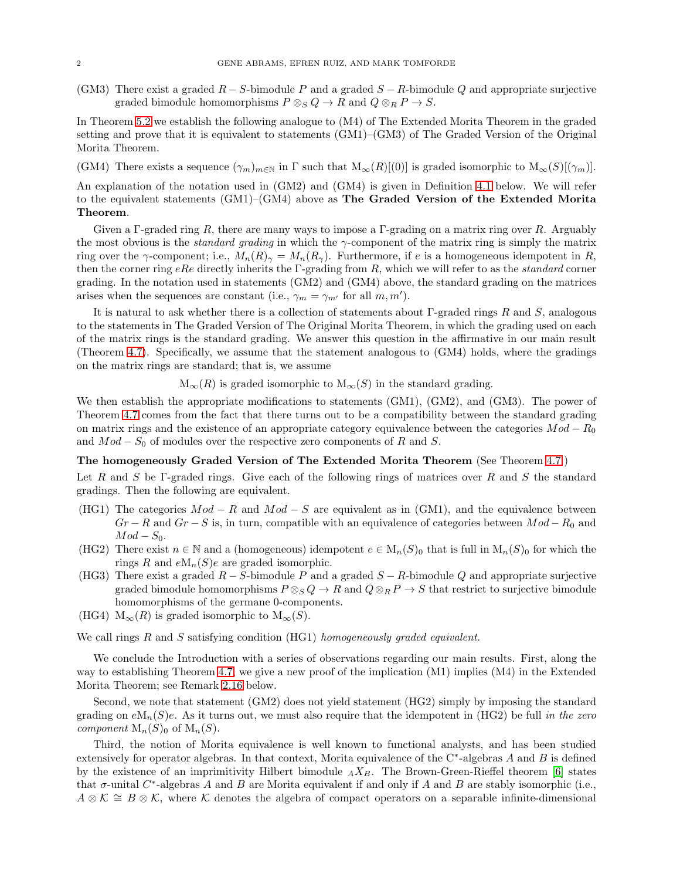(GM3) There exist a graded $R-S$-bimodule $P$ and a graded $S-R$-bimodule $Q$ and appropriate surjective graded bimodule homomorphisms $P \otimes_S Q \to R$ and $Q \otimes_R P \to S$.

In Theorem 5.2 we establish the following analogue to (M4) of The Extended Morita Theorem in the graded setting and prove that it is equivalent to statements (GM1)–(GM3) of The Graded Version of the Original Morita Theorem.

(GM4) There exists a sequence $(\gamma_m)_{m\in\mathbb{N}}$ in $\Gamma$ such that $\mathrm{M}_\infty(R)[(0)]$ is graded isomorphic to $\mathrm{M}_\infty(S)[(\gamma_m)]$.

An explanation of the notation used in (GM2) and (GM4) is given in Definition 4.1 below. We will refer to the equivalent statements (GM1)–(GM4) above as **The Graded Version of the Extended Morita Theorem**.

Given a $\Gamma$-graded ring $R$, there are many ways to impose a $\Gamma$-grading on a matrix ring over $R$. Arguably the most obvious is the *standard grading* in which the $\gamma$-component of the matrix ring is simply the matrix ring over the $\gamma$-component; i.e., $M_n(R)_\gamma = M_n(R_\gamma)$. Furthermore, if $e$ is a homogeneous idempotent in $R$, then the corner ring $eRe$ directly inherits the $\Gamma$-grading from $R$, which we will refer to as the *standard* corner grading. In the notation used in statements (GM2) and (GM4) above, the standard grading on the matrices arises when the sequences are constant (i.e., $\gamma_m = \gamma_{m'}$ for all $m, m'$).

It is natural to ask whether there is a collection of statements about $\Gamma$-graded rings $R$ and $S$, analogous to the statements in The Graded Version of The Original Morita Theorem, in which the grading used on each of the matrix rings is the standard grading. We answer this question in the affirmative in our main result (Theorem 4.7). Specifically, we assume that the statement analogous to (GM4) holds, where the gradings on the matrix rings are standard; that is, we assume

$$\mathrm{M}_\infty(R) \text{ is graded isomorphic to } \mathrm{M}_\infty(S) \text{ in the standard grading.}$$

We then establish the appropriate modifications to statements (GM1), (GM2), and (GM3). The power of Theorem 4.7 comes from the fact that there turns out to be a compatibility between the standard grading on matrix rings and the existence of an appropriate category equivalence between the categories $Mod-R_0$ and $Mod-S_0$ of modules over the respective zero components of $R$ and $S$.

**The homogeneously Graded Version of The Extended Morita Theorem** (See Theorem 4.7)

Let $R$ and $S$ be $\Gamma$-graded rings. Give each of the following rings of matrices over $R$ and $S$ the standard gradings. Then the following are equivalent.

(HG1) The categories $Mod-R$ and $Mod-S$ are equivalent as in (GM1), and the equivalence between $Gr-R$ and $Gr-S$ is, in turn, compatible with an equivalence of categories between $Mod-R_0$ and $Mod-S_0$.

(HG2) There exist $n \in \mathbb{N}$ and a (homogeneous) idempotent $e \in \mathrm{M}_n(S)_0$ that is full in $\mathrm{M}_n(S)_0$ for which the rings $R$ and $e\mathrm{M}_n(S)e$ are graded isomorphic.

(HG3) There exist a graded $R-S$-bimodule $P$ and a graded $S-R$-bimodule $Q$ and appropriate surjective graded bimodule homomorphisms $P\otimes_S Q \to R$ and $Q\otimes_R P \to S$ that restrict to surjective bimodule homomorphisms of the germane 0-components.

(HG4) $\mathrm{M}_\infty(R)$ is graded isomorphic to $\mathrm{M}_\infty(S)$.

We call rings $R$ and $S$ satisfying condition (HG1) *homogeneously graded equivalent*.

We conclude the Introduction with a series of observations regarding our main results. First, along the way to establishing Theorem 4.7, we give a new proof of the implication (M1) implies (M4) in the Extended Morita Theorem; see Remark 2.16 below.

Second, we note that statement (GM2) does not yield statement (HG2) simply by imposing the standard grading on $e\mathrm{M}_n(S)e$. As it turns out, we must also require that the idempotent in (HG2) be full *in the zero component* $\mathrm{M}_n(S)_0$ of $\mathrm{M}_n(S)$.

Third, the notion of Morita equivalence is well known to functional analysts, and has been studied extensively for operator algebras. In that context, Morita equivalence of the C*-algebras $A$ and $B$ is defined by the existence of an imprimitivity Hilbert bimodule ${}_AX_B$. The Brown-Green-Rieffel theorem [6] states that $\sigma$-unital $C^*$-algebras $A$ and $B$ are Morita equivalent if and only if $A$ and $B$ are stably isomorphic (i.e., $A \otimes \mathcal{K} \cong B \otimes \mathcal{K}$, where $\mathcal{K}$ denotes the algebra of compact operators on a separable infinite-dimensional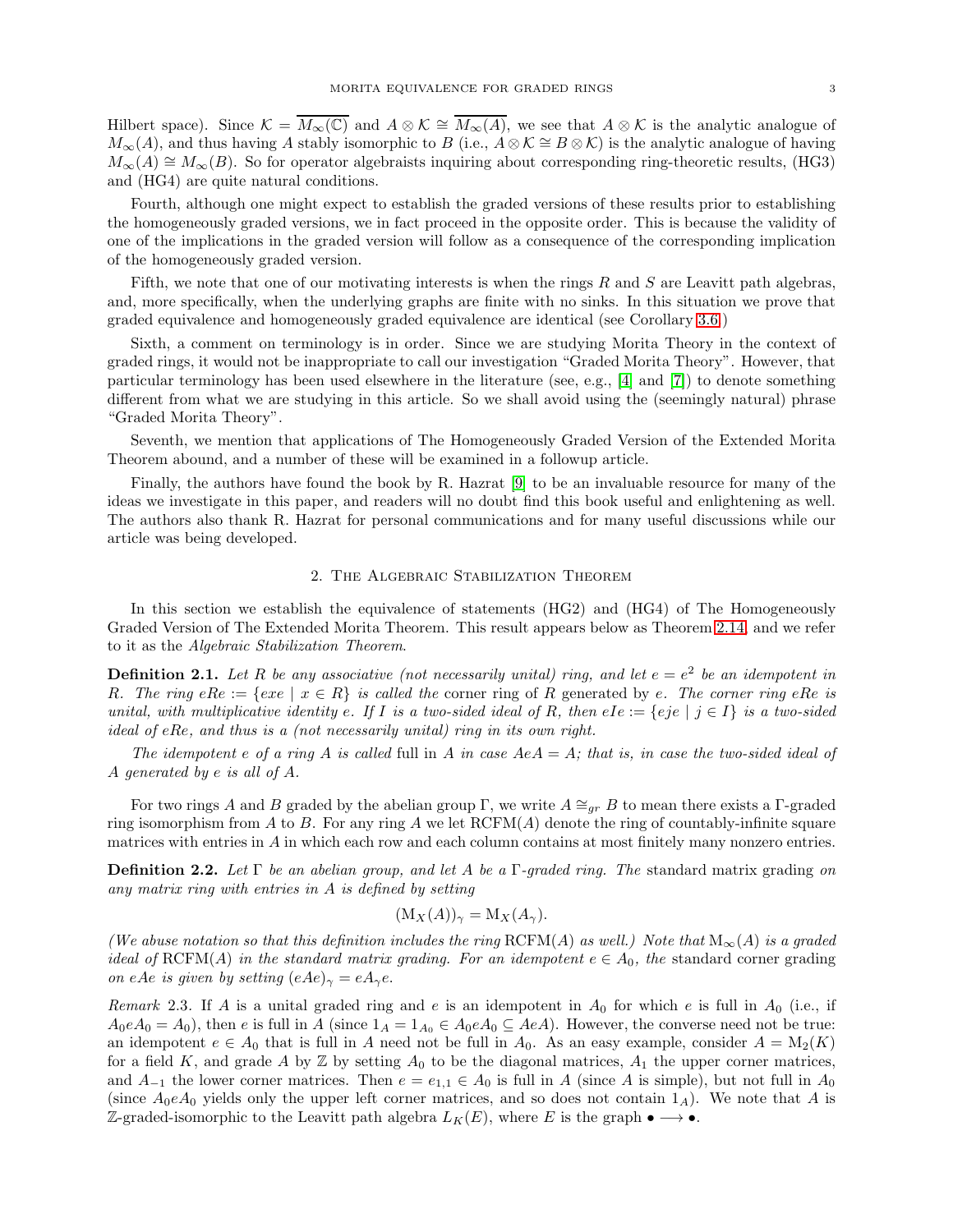Hilbert space). Since $\mathcal{K} = \overline{M_\infty(\mathbb{C})}$ and $A \otimes \mathcal{K} \cong \overline{M_\infty(A)}$, we see that $A \otimes \mathcal{K}$ is the analytic analogue of $M_\infty(A)$, and thus having $A$ stably isomorphic to $B$ (i.e., $A \otimes \mathcal{K} \cong B \otimes \mathcal{K}$) is the analytic analogue of having $M_\infty(A) \cong M_\infty(B)$. So for operator algebraists inquiring about corresponding ring-theoretic results, (HG3) and (HG4) are quite natural conditions.

Fourth, although one might expect to establish the graded versions of these results prior to establishing the homogeneously graded versions, we in fact proceed in the opposite order. This is because the validity of one of the implications in the graded version will follow as a consequence of the corresponding implication of the homogeneously graded version.

Fifth, we note that one of our motivating interests is when the rings $R$ and $S$ are Leavitt path algebras, and, more specifically, when the underlying graphs are finite with no sinks. In this situation we prove that graded equivalence and homogeneously graded equivalence are identical (see Corollary 3.6.)

Sixth, a comment on terminology is in order. Since we are studying Morita Theory in the context of graded rings, it would not be inappropriate to call our investigation "Graded Morita Theory". However, that particular terminology has been used elsewhere in the literature (see, e.g., [4] and [7]) to denote something different from what we are studying in this article. So we shall avoid using the (seemingly natural) phrase "Graded Morita Theory".

Seventh, we mention that applications of The Homogeneously Graded Version of the Extended Morita Theorem abound, and a number of these will be examined in a followup article.

Finally, the authors have found the book by R. Hazrat [9] to be an invaluable resource for many of the ideas we investigate in this paper, and readers will no doubt find this book useful and enlightening as well. The authors also thank R. Hazrat for personal communications and for many useful discussions while our article was being developed.

## 2. The Algebraic Stabilization Theorem

In this section we establish the equivalence of statements (HG2) and (HG4) of The Homogeneously Graded Version of The Extended Morita Theorem. This result appears below as Theorem 2.14, and we refer to it as the *Algebraic Stabilization Theorem*.

**Definition 2.1.** *Let $R$ be any associative (not necessarily unital) ring, and let $e = e^2$ be an idempotent in $R$. The ring $eRe := \{exe \mid x \in R\}$ is called the* corner ring *of $R$ generated by $e$. The corner ring $eRe$ is unital, with multiplicative identity $e$. If $I$ is a two-sided ideal of $R$, then $eIe := \{eje \mid j \in I\}$ is a two-sided ideal of $eRe$, and thus is a (not necessarily unital) ring in its own right.*

*The idempotent $e$ of a ring $A$ is called* full *in $A$ in case $AeA = A$; that is, in case the two-sided ideal of $A$ generated by $e$ is all of $A$.*

For two rings $A$ and $B$ graded by the abelian group $\Gamma$, we write $A \cong_{gr} B$ to mean there exists a $\Gamma$-graded ring isomorphism from $A$ to $B$. For any ring $A$ we let $\mathrm{RCFM}(A)$ denote the ring of countably-infinite square matrices with entries in $A$ in which each row and each column contains at most finitely many nonzero entries.

**Definition 2.2.** *Let $\Gamma$ be an abelian group, and let $A$ be a $\Gamma$-graded ring. The* standard matrix grading *on any matrix ring with entries in $A$ is defined by setting*

$$(\mathrm{M}_X(A))_\gamma = \mathrm{M}_X(A_\gamma).$$

*(We abuse notation so that this definition includes the ring $\mathrm{RCFM}(A)$ as well.) Note that $\mathrm{M}_\infty(A)$ is a graded ideal of $\mathrm{RCFM}(A)$ in the standard matrix grading. For an idempotent $e \in A_0$, the* standard corner grading *on $eAe$ is given by setting $(eAe)_\gamma = eA_\gamma e$.*

*Remark* 2.3. If $A$ is a unital graded ring and $e$ is an idempotent in $A_0$ for which $e$ is full in $A_0$ (i.e., if $A_0 e A_0 = A_0$), then $e$ is full in $A$ (since $1_A = 1_{A_0} \in A_0 e A_0 \subseteq AeA$). However, the converse need not be true: an idempotent $e \in A_0$ that is full in $A$ need not be full in $A_0$. As an easy example, consider $A = \mathrm{M}_2(K)$ for a field $K$, and grade $A$ by $\mathbb{Z}$ by setting $A_0$ to be the diagonal matrices, $A_1$ the upper corner matrices, and $A_{-1}$ the lower corner matrices. Then $e = e_{1,1} \in A_0$ is full in $A$ (since $A$ is simple), but not full in $A_0$ (since $A_0 e A_0$ yields only the upper left corner matrices, and so does not contain $1_A$). We note that $A$ is $\mathbb{Z}$-graded-isomorphic to the Leavitt path algebra $L_K(E)$, where $E$ is the graph $\bullet \longrightarrow \bullet$.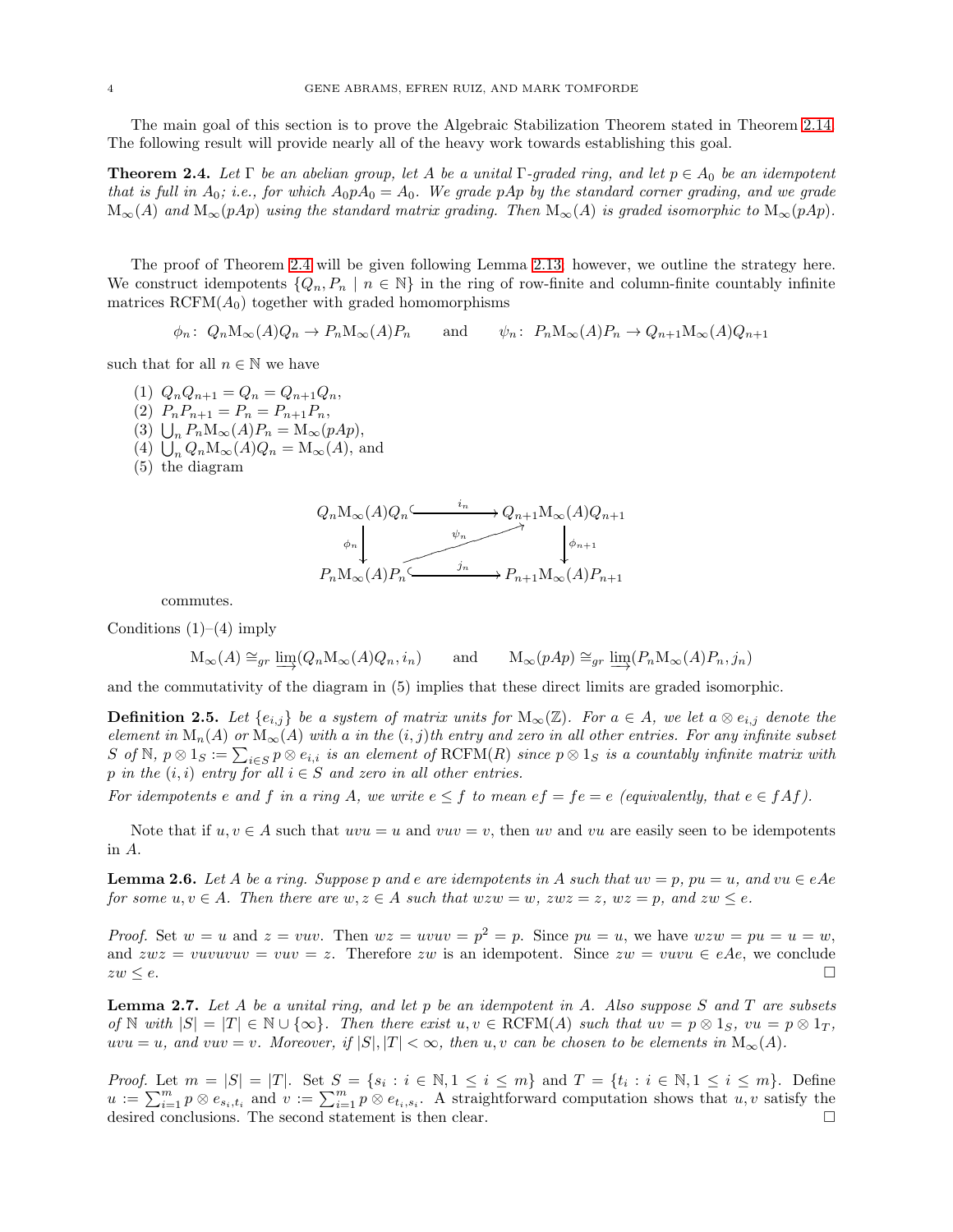The main goal of this section is to prove the Algebraic Stabilization Theorem stated in Theorem 2.14. The following result will provide nearly all of the heavy work towards establishing this goal.

**Theorem 2.4.** *Let $\Gamma$ be an abelian group, let $A$ be a unital $\Gamma$-graded ring, and let $p \in A_0$ be an idempotent that is full in $A_0$; i.e., for which $A_0 p A_0 = A_0$. We grade $pAp$ by the standard corner grading, and we grade $\mathrm{M}_\infty(A)$ and $\mathrm{M}_\infty(pAp)$ using the standard matrix grading. Then $\mathrm{M}_\infty(A)$ is graded isomorphic to $\mathrm{M}_\infty(pAp)$.*

The proof of Theorem 2.4 will be given following Lemma 2.13; however, we outline the strategy here. We construct idempotents $\{Q_n, P_n \mid n \in \mathbb{N}\}$ in the ring of row-finite and column-finite countably infinite matrices $\mathrm{RCFM}(A_0)$ together with graded homomorphisms

$$\phi_n \colon Q_n \mathrm{M}_\infty(A) Q_n \to P_n \mathrm{M}_\infty(A) P_n \qquad \text{and} \qquad \psi_n \colon P_n \mathrm{M}_\infty(A) P_n \to Q_{n+1} \mathrm{M}_\infty(A) Q_{n+1}$$

such that for all $n \in \mathbb{N}$ we have

1. $Q_n Q_{n+1} = Q_n = Q_{n+1} Q_n$,
2. $P_n P_{n+1} = P_n = P_{n+1} P_n$,
3. $\bigcup_n P_n \mathrm{M}_\infty(A) P_n = \mathrm{M}_\infty(pAp)$,
4. $\bigcup_n Q_n \mathrm{M}_\infty(A) Q_n = \mathrm{M}_\infty(A)$, and
5. the diagram

$$\begin{array}{ccc}
Q_n \mathrm{M}_\infty(A) Q_n & \xrightarrow{\ i_n\ } & Q_{n+1} \mathrm{M}_\infty(A) Q_{n+1} \\
\downarrow{\scriptstyle \phi_n} & \nearrow{\scriptstyle \psi_n} & \downarrow{\scriptstyle \phi_{n+1}} \\
P_n \mathrm{M}_\infty(A) P_n & \xrightarrow{\ j_n\ } & P_{n+1} \mathrm{M}_\infty(A) P_{n+1}
\end{array}$$

commutes.

Conditions (1)–(4) imply

$$\mathrm{M}_\infty(A) \cong_{gr} \varinjlim (Q_n \mathrm{M}_\infty(A) Q_n, i_n) \qquad \text{and} \qquad \mathrm{M}_\infty(pAp) \cong_{gr} \varinjlim (P_n \mathrm{M}_\infty(A) P_n, j_n)$$

and the commutativity of the diagram in (5) implies that these direct limits are graded isomorphic.

**Definition 2.5.** *Let $\{e_{i,j}\}$ be a system of matrix units for $\mathrm{M}_\infty(\mathbb{Z})$. For $a \in A$, we let $a \otimes e_{i,j}$ denote the element in $\mathrm{M}_n(A)$ or $\mathrm{M}_\infty(A)$ with $a$ in the $(i,j)$th entry and zero in all other entries. For any infinite subset $S$ of $\mathbb{N}$, $p \otimes 1_S := \sum_{i \in S} p \otimes e_{i,i}$ is an element of $\mathrm{RCFM}(R)$ since $p \otimes 1_S$ is a countably infinite matrix with $p$ in the $(i,i)$ entry for all $i \in S$ and zero in all other entries.*

*For idempotents $e$ and $f$ in a ring $A$, we write $e \leq f$ to mean $ef = fe = e$ (equivalently, that $e \in fAf$).*

Note that if $u, v \in A$ such that $uvu = u$ and $vuv = v$, then $uv$ and $vu$ are easily seen to be idempotents in $A$.

**Lemma 2.6.** *Let $A$ be a ring. Suppose $p$ and $e$ are idempotents in $A$ such that $uv = p$, $pu = u$, and $vu \in eAe$ for some $u, v \in A$. Then there are $w, z \in A$ such that $wzw = w$, $zwz = z$, $wz = p$, and $zw \leq e$.*

*Proof.* Set $w = u$ and $z = vuv$. Then $wz = uvuv = p^2 = p$. Since $pu = u$, we have $wzw = pu = u = w$, and $zwz = vuvuvuv = vuv = z$. Therefore $zw$ is an idempotent. Since $zw = vuvu \in eAe$, we conclude $zw \leq e$. $\square$

**Lemma 2.7.** *Let $A$ be a unital ring, and let $p$ be an idempotent in $A$. Also suppose $S$ and $T$ are subsets of $\mathbb{N}$ with $|S| = |T| \in \mathbb{N} \cup \{\infty\}$. Then there exist $u, v \in \mathrm{RCFM}(A)$ such that $uv = p \otimes 1_S$, $vu = p \otimes 1_T$, $uvu = u$, and $vuv = v$. Moreover, if $|S|, |T| < \infty$, then $u, v$ can be chosen to be elements in $\mathrm{M}_\infty(A)$.*

*Proof.* Let $m = |S| = |T|$. Set $S = \{s_i : i \in \mathbb{N}, 1 \leq i \leq m\}$ and $T = \{t_i : i \in \mathbb{N}, 1 \leq i \leq m\}$. Define $u := \sum_{i=1}^m p \otimes e_{s_i, t_i}$ and $v := \sum_{i=1}^m p \otimes e_{t_i, s_i}$. A straightforward computation shows that $u, v$ satisfy the desired conclusions. The second statement is then clear. $\square$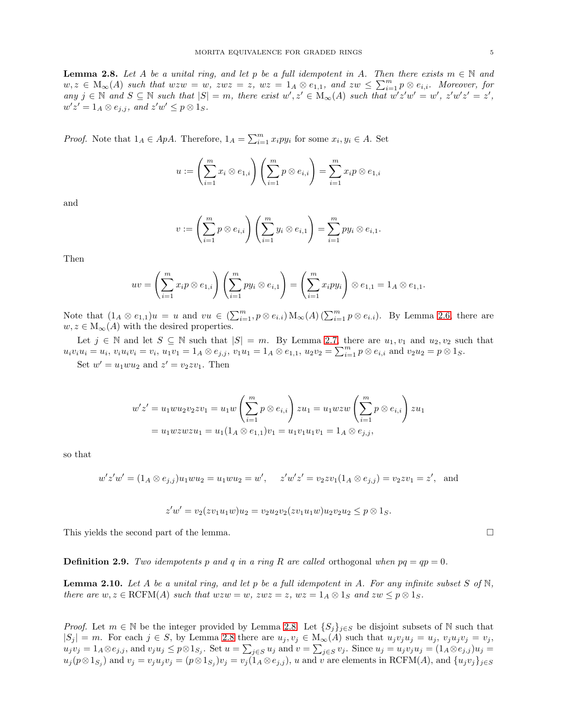**Lemma 2.8.** *Let $A$ be a unital ring, and let $p$ be a full idempotent in $A$. Then there exists $m \in \mathbb{N}$ and $w, z \in \mathrm{M}_\infty(A)$ such that $wzw = w$, $zwz = z$, $wz = 1_A \otimes e_{1,1}$, and $zw \leq \sum_{i=1}^m p \otimes e_{i,i}$. Moreover, for any $j \in \mathbb{N}$ and $S \subseteq \mathbb{N}$ such that $|S| = m$, there exist $w', z' \in \mathrm{M}_\infty(A)$ such that $w'z'w' = w'$, $z'w'z' = z'$, $w'z' = 1_A \otimes e_{j,j}$, and $z'w' \leq p \otimes 1_S$.*

*Proof.* Note that $1_A \in ApA$. Therefore, $1_A = \sum_{i=1}^m x_i p y_i$ for some $x_i, y_i \in A$. Set

$$u := \left(\sum_{i=1}^m x_i \otimes e_{1,i}\right)\left(\sum_{i=1}^m p \otimes e_{i,i}\right) = \sum_{i=1}^m x_i p \otimes e_{1,i}$$

and

$$v := \left(\sum_{i=1}^m p \otimes e_{i,i}\right)\left(\sum_{i=1}^m y_i \otimes e_{i,1}\right) = \sum_{i=1}^m p y_i \otimes e_{i,1}.$$

Then

$$uv = \left(\sum_{i=1}^m x_i p \otimes e_{1,i}\right)\left(\sum_{i=1}^m p y_i \otimes e_{i,1}\right) = \left(\sum_{i=1}^m x_i p y_i\right) \otimes e_{1,1} = 1_A \otimes e_{1,1}.$$

Note that $(1_A \otimes e_{1,1})u = u$ and $vu \in (\sum_{i=1}^m, p \otimes e_{i.i})\, \mathrm{M}_\infty(A)\, (\sum_{i=1}^m p \otimes e_{i.i})$. By Lemma 2.6, there are $w, z \in \mathrm{M}_\infty(A)$ with the desired properties.

Let $j \in \mathbb{N}$ and let $S \subseteq \mathbb{N}$ such that $|S| = m$. By Lemma 2.7, there are $u_1, v_1$ and $u_2, v_2$ such that $u_i v_i u_i = u_i$, $v_i u_i v_i = v_i$, $u_1 v_1 = 1_A \otimes e_{j,j}$, $v_1 u_1 = 1_A \otimes e_{1,1}$, $u_2 v_2 = \sum_{i=1}^m p \otimes e_{i,i}$ and $v_2 u_2 = p \otimes 1_S$.

Set $w' = u_1 w u_2$ and $z' = v_2 z v_1$. Then

$$\begin{aligned}
w'z' = u_1 w u_2 v_2 z v_1 &= u_1 w \left(\sum_{i=1}^m p \otimes e_{i,i}\right) z u_1 = u_1 wzw \left(\sum_{i=1}^m p \otimes e_{i,i}\right) z u_1 \\
&= u_1 wzwz u_1 = u_1 (1_A \otimes e_{1,1}) v_1 = u_1 v_1 u_1 v_1 = 1_A \otimes e_{j,j},
\end{aligned}$$

so that

$$w'z'w' = (1_A \otimes e_{j,j}) u_1 w u_2 = u_1 w u_2 = w', \quad z'w'z' = v_2 z v_1 (1_A \otimes e_{j,j}) = v_2 z v_1 = z', \quad \text{and}$$

$$z'w' = v_2 (z v_1 u_1 w) u_2 = v_2 u_2 v_2 (z v_1 u_1 w) u_2 v_2 u_2 \leq p \otimes 1_S.$$

This yields the second part of the lemma. $\square$

**Definition 2.9.** *Two idempotents $p$ and $q$ in a ring $R$ are called* orthogonal *when $pq = qp = 0$.*

**Lemma 2.10.** *Let $A$ be a unital ring, and let $p$ be a full idempotent in $A$. For any infinite subset $S$ of $\mathbb{N}$, there are $w, z \in \mathrm{RCFM}(A)$ such that $wzw = w$, $zwz = z$, $wz = 1_A \otimes 1_S$ and $zw \leq p \otimes 1_S$.*

*Proof.* Let $m \in \mathbb{N}$ be the integer provided by Lemma 2.8. Let $\{S_j\}_{j \in S}$ be disjoint subsets of $\mathbb{N}$ such that $|S_j| = m$. For each $j \in S$, by Lemma 2.8 there are $u_j, v_j \in \mathrm{M}_\infty(A)$ such that $u_j v_j u_j = u_j$, $v_j u_j v_j = v_j$, $u_j v_j = 1_A \otimes e_{j,j}$, and $v_j u_j \leq p \otimes 1_{S_j}$. Set $u = \sum_{j \in S} u_j$ and $v = \sum_{j \in S} v_j$. Since $u_j = u_j v_j u_j = (1_A \otimes e_{j,j}) u_j = u_j (p \otimes 1_{S_j})$ and $v_j = v_j u_j v_j = (p \otimes 1_{S_j}) v_j = v_j (1_A \otimes e_{j,j})$, $u$ and $v$ are elements in $\mathrm{RCFM}(A)$, and $\{u_j v_j\}_{j \in S}$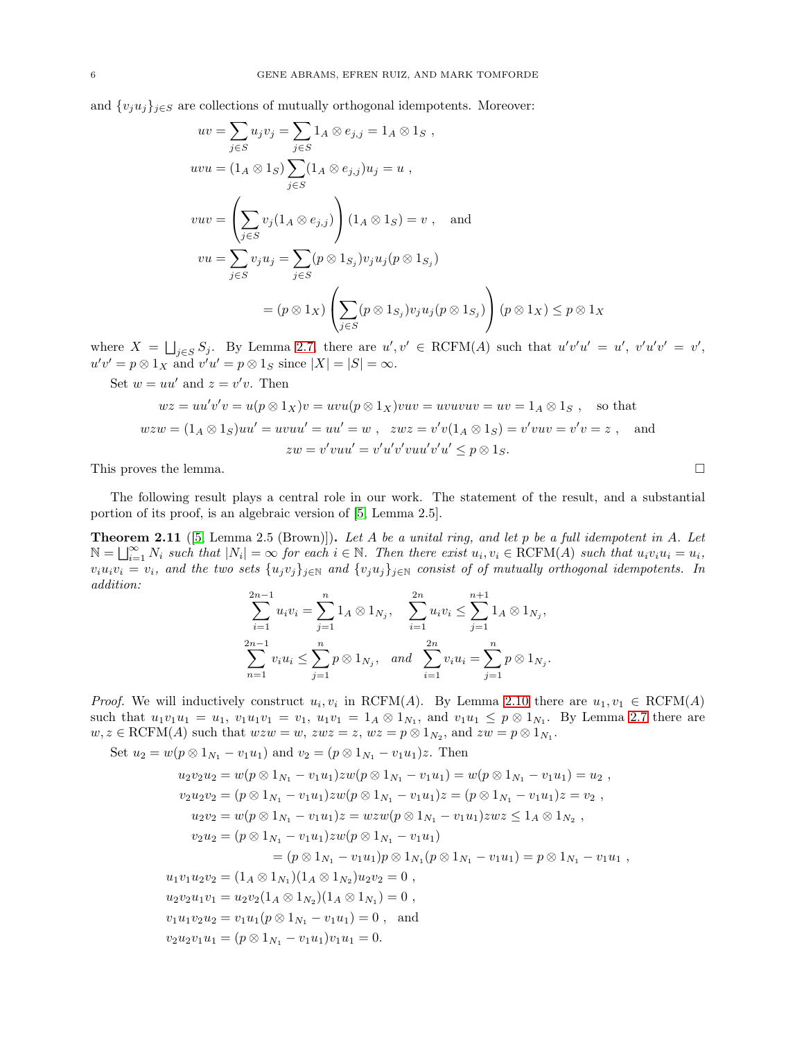and $\{v_j u_j\}_{j\in S}$ are collections of mutually orthogonal idempotents. Moreover:

$$
\begin{aligned}
uv &= \sum_{j\in S} u_j v_j = \sum_{j\in S} 1_A \otimes e_{j,j} = 1_A \otimes 1_S \ , \\
uvu &= (1_A \otimes 1_S) \sum_{j\in S} (1_A \otimes e_{j,j}) u_j = u \ , \\
vuv &= \left( \sum_{j\in S} v_j (1_A \otimes e_{j,j}) \right) (1_A \otimes 1_S) = v \ , \quad \text{and} \\
vu &= \sum_{j\in S} v_j u_j = \sum_{j\in S} (p\otimes 1_{S_j}) v_j u_j (p \otimes 1_{S_j}) \\
&= (p\otimes 1_X) \left( \sum_{j\in S} (p\otimes 1_{S_j}) v_j u_j (p\otimes 1_{S_j}) \right) (p \otimes 1_X) \leq p \otimes 1_X
\end{aligned}
$$

where $X = \bigsqcup_{j\in S} S_j$. By Lemma 2.7, there are $u', v' \in \mathrm{RCFM}(A)$ such that $u'v'u' = u'$, $v'u'v' = v'$, $u'v' = p\otimes 1_X$ and $v'u' = p \otimes 1_S$ since $|X| = |S| = \infty$.

Set $w = uu'$ and $z = v'v$. Then

$$
\begin{gathered}
wz = uu'v'v = u(p\otimes 1_X)v = uvu(p\otimes 1_X)vuv = uvuvuv = uv = 1_A \otimes 1_S \ , \quad \text{so that} \\
wzw = (1_A\otimes 1_S)uu' = uvuu' = uu' = w \ , \quad zwz = v'v(1_A \otimes 1_S) = v'vuv = v'v = z \ , \quad \text{and} \\
zw = v'vuu' = v'u'v'vuu'v'u' \leq p \otimes 1_S.
\end{gathered}
$$

This proves the lemma. $\square$

The following result plays a central role in our work. The statement of the result, and a substantial portion of its proof, is an algebraic version of [5, Lemma 2.5].

**Theorem 2.11** ([5, Lemma 2.5 (Brown)])**.** *Let $A$ be a unital ring, and let $p$ be a full idempotent in $A$. Let $\mathbb{N} = \bigsqcup_{i=1}^{\infty} N_i$ such that $|N_i| = \infty$ for each $i \in \mathbb{N}$. Then there exist $u_i, v_i \in \mathrm{RCFM}(A)$ such that $u_i v_i u_i = u_i$, $v_i u_i v_i = v_i$, and the two sets $\{u_j v_j\}_{j\in\mathbb{N}}$ and $\{v_j u_j\}_{j\in\mathbb{N}}$ consist of of mutually orthogonal idempotents. In addition:*

$$
\sum_{i=1}^{2n-1} u_i v_i = \sum_{j=1}^{n} 1_A \otimes 1_{N_j}, \quad \sum_{i=1}^{2n} u_i v_i \leq \sum_{j=1}^{n+1} 1_A \otimes 1_{N_j},
$$
$$
\sum_{n=1}^{2n-1} v_i u_i \leq \sum_{j=1}^{n} p \otimes 1_{N_j}, \quad \textit{and} \quad \sum_{i=1}^{2n} v_i u_i = \sum_{j=1}^{n} p\otimes 1_{N_j}.
$$

*Proof.* We will inductively construct $u_i, v_i$ in $\mathrm{RCFM}(A)$. By Lemma 2.10 there are $u_1, v_1 \in \mathrm{RCFM}(A)$ such that $u_1v_1u_1 = u_1$, $v_1u_1v_1 = v_1$, $u_1v_1 = 1_A\otimes 1_{N_1}$, and $v_1u_1 \leq p\otimes 1_{N_1}$. By Lemma 2.7 there are $w, z \in \mathrm{RCFM}(A)$ such that $wzw = w$, $zwz = z$, $wz = p \otimes 1_{N_2}$, and $zw = p\otimes 1_{N_1}$.

Set $u_2 = w(p\otimes 1_{N_1} - v_1u_1)$ and $v_2 = (p\otimes 1_{N_1} - v_1u_1)z$. Then

$$
\begin{aligned}
u_2v_2u_2 &= w(p\otimes 1_{N_1} - v_1u_1)zw(p\otimes 1_{N_1} - v_1u_1) = w(p\otimes 1_{N_1} - v_1u_1) = u_2 \ , \\
v_2u_2v_2 &= (p\otimes 1_{N_1} - v_1u_1)zw(p\otimes 1_{N_1} - v_1u_1)z = (p\otimes 1_{N_1} - v_1u_1)z = v_2 \ , \\
u_2v_2 &= w(p\otimes 1_{N_1} - v_1u_1)z = wzw(p\otimes 1_{N_1} - v_1u_1)zwz \leq 1_A \otimes 1_{N_2} \ , \\
v_2u_2 &= (p\otimes 1_{N_1} - v_1u_1)zw(p\otimes 1_{N_1} - v_1u_1) \\
&= (p\otimes 1_{N_1} - v_1u_1)p\otimes 1_{N_1}(p\otimes 1_{N_1} - v_1u_1) = p\otimes 1_{N_1} - v_1u_1 \ , \\
u_1v_1u_2v_2 &= (1_A\otimes 1_{N_1})(1_A\otimes 1_{N_2})u_2v_2 = 0 \ , \\
u_2v_2u_1v_1 &= u_2v_2(1_A\otimes 1_{N_2})(1_A\otimes 1_{N_1}) = 0 \ , \\
v_1u_1v_2u_2 &= v_1u_1(p\otimes 1_{N_1} - v_1u_1) = 0 \ , \quad \text{and} \\
v_2u_2v_1u_1 &= (p\otimes 1_{N_1} - v_1u_1)v_1u_1 = 0.
\end{aligned}
$$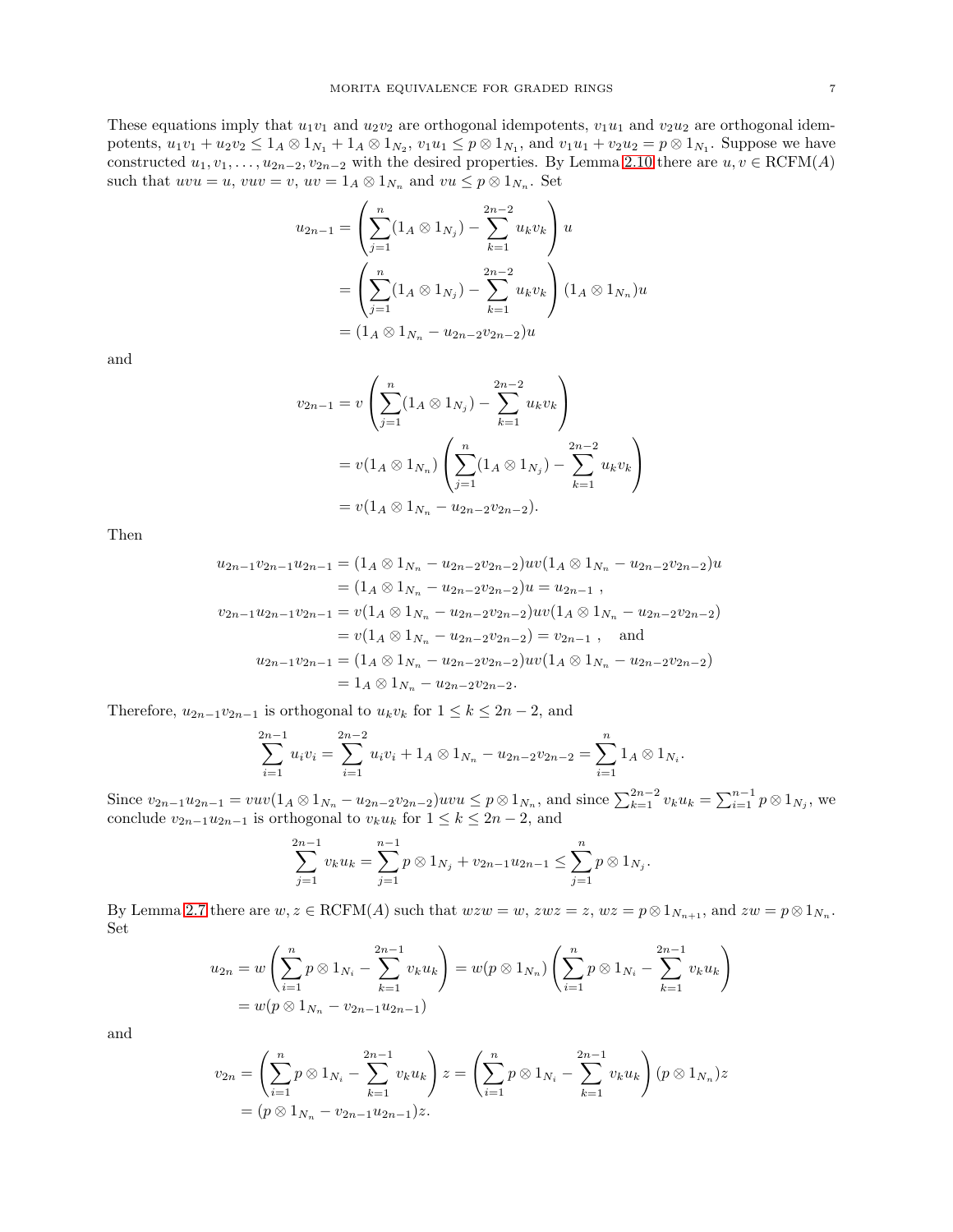These equations imply that $u_1v_1$ and $u_2v_2$ are orthogonal idempotents, $v_1u_1$ and $v_2u_2$ are orthogonal idempotents, $u_1v_1 + u_2v_2 \leq 1_A \otimes 1_{N_1} + 1_A \otimes 1_{N_2}$, $v_1u_1 \leq p \otimes 1_{N_1}$, and $v_1u_1 + v_2u_2 = p \otimes 1_{N_1}$. Suppose we have constructed $u_1, v_1, \ldots, u_{2n-2}, v_{2n-2}$ with the desired properties. By Lemma 2.10 there are $u, v \in \mathrm{RCFM}(A)$ such that $uvu = u$, $vuv = v$, $uv = 1_A \otimes 1_{N_n}$ and $vu \leq p \otimes 1_{N_n}$. Set

$$
\begin{aligned}
u_{2n-1} &= \left(\sum_{j=1}^{n}(1_A \otimes 1_{N_j}) - \sum_{k=1}^{2n-2} u_kv_k\right) u \\
&= \left(\sum_{j=1}^{n}(1_A \otimes 1_{N_j}) - \sum_{k=1}^{2n-2} u_kv_k\right) (1_A \otimes 1_{N_n})u \\
&= (1_A \otimes 1_{N_n} - u_{2n-2}v_{2n-2})u
\end{aligned}
$$

and

$$
\begin{aligned}
v_{2n-1} &= v\left(\sum_{j=1}^{n}(1_A \otimes 1_{N_j}) - \sum_{k=1}^{2n-2} u_kv_k\right) \\
&= v(1_A \otimes 1_{N_n})\left(\sum_{j=1}^{n}(1_A \otimes 1_{N_j}) - \sum_{k=1}^{2n-2} u_kv_k\right) \\
&= v(1_A \otimes 1_{N_n} - u_{2n-2}v_{2n-2}).
\end{aligned}
$$

Then

$$
\begin{aligned}
u_{2n-1}v_{2n-1}u_{2n-1} &= (1_A \otimes 1_{N_n} - u_{2n-2}v_{2n-2})uv(1_A \otimes 1_{N_n} - u_{2n-2}v_{2n-2})u \\
&= (1_A \otimes 1_{N_n} - u_{2n-2}v_{2n-2})u = u_{2n-1}\ , \\
v_{2n-1}u_{2n-1}v_{2n-1} &= v(1_A \otimes 1_{N_n} - u_{2n-2}v_{2n-2})uv(1_A \otimes 1_{N_n} - u_{2n-2}v_{2n-2}) \\
&= v(1_A \otimes 1_{N_n} - u_{2n-2}v_{2n-2}) = v_{2n-1}\ , \quad \text{and} \\
u_{2n-1}v_{2n-1} &= (1_A \otimes 1_{N_n} - u_{2n-2}v_{2n-2})uv(1_A \otimes 1_{N_n} - u_{2n-2}v_{2n-2}) \\
&= 1_A \otimes 1_{N_n} - u_{2n-2}v_{2n-2}.
\end{aligned}
$$

Therefore, $u_{2n-1}v_{2n-1}$ is orthogonal to $u_kv_k$ for $1 \leq k \leq 2n-2$, and

$$
\sum_{i=1}^{2n-1} u_iv_i = \sum_{i=1}^{2n-2} u_iv_i + 1_A \otimes 1_{N_n} - u_{2n-2}v_{2n-2} = \sum_{i=1}^{n} 1_A \otimes 1_{N_i}.
$$

Since $v_{2n-1}u_{2n-1} = vuv(1_A \otimes 1_{N_n} - u_{2n-2}v_{2n-2})uvu \leq p \otimes 1_{N_n}$, and since $\sum_{k=1}^{2n-2} v_ku_k = \sum_{i=1}^{n-1} p \otimes 1_{N_j}$, we conclude $v_{2n-1}u_{2n-1}$ is orthogonal to $v_ku_k$ for $1 \leq k \leq 2n-2$, and

$$
\sum_{j=1}^{2n-1} v_ku_k = \sum_{j=1}^{n-1} p \otimes 1_{N_j} + v_{2n-1}u_{2n-1} \leq \sum_{j=1}^{n} p \otimes 1_{N_j}.
$$

By Lemma 2.7 there are $w, z \in \mathrm{RCFM}(A)$ such that $wzw = w$, $zwz = z$, $wz = p \otimes 1_{N_{n+1}}$, and $zw = p \otimes 1_{N_n}$. Set

$$
\begin{aligned}
u_{2n} &= w\left(\sum_{i=1}^{n} p \otimes 1_{N_i} - \sum_{k=1}^{2n-1} v_ku_k\right) = w(p \otimes 1_{N_n})\left(\sum_{i=1}^{n} p \otimes 1_{N_i} - \sum_{k=1}^{2n-1} v_ku_k\right) \\
&= w(p \otimes 1_{N_n} - v_{2n-1}u_{2n-1})
\end{aligned}
$$

and

$$
\begin{aligned}
v_{2n} &= \left(\sum_{i=1}^{n} p \otimes 1_{N_i} - \sum_{k=1}^{2n-1} v_ku_k\right) z = \left(\sum_{i=1}^{n} p \otimes 1_{N_i} - \sum_{k=1}^{2n-1} v_ku_k\right)(p \otimes 1_{N_n})z \\
&= (p \otimes 1_{N_n} - v_{2n-1}u_{2n-1})z.
\end{aligned}
$$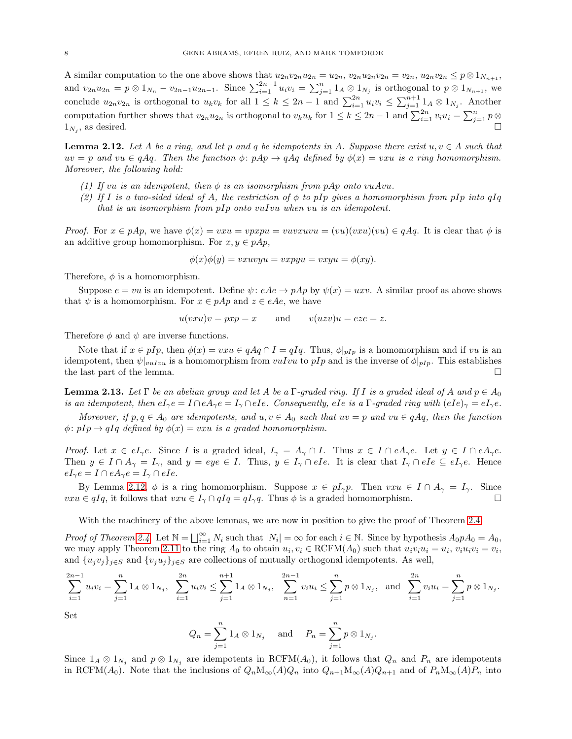A similar computation to the one above shows that $u_{2n}v_{2n}u_{2n} = u_{2n}$, $v_{2n}u_{2n}v_{2n} = v_{2n}$, $u_{2n}v_{2n} \leq p \otimes 1_{N_{n+1}}$, and $v_{2n}u_{2n} = p \otimes 1_{N_n} - v_{2n-1}u_{2n-1}$. Since $\sum_{i=1}^{2n-1} u_i v_i = \sum_{j=1}^{n} 1_A \otimes 1_{N_j}$ is orthogonal to $p \otimes 1_{N_{n+1}}$, we conclude $u_{2n}v_{2n}$ is orthogonal to $u_k v_k$ for all $1 \leq k \leq 2n-1$ and $\sum_{i=1}^{2n} u_i v_i \leq \sum_{j=1}^{n+1} 1_A \otimes 1_{N_j}$. Another computation further shows that $v_{2n}u_{2n}$ is orthogonal to $v_k u_k$ for $1 \leq k \leq 2n-1$ and $\sum_{i=1}^{2n} v_i u_i = \sum_{j=1}^{n} p \otimes 1_{N_j}$, as desired. □

**Lemma 2.12.** *Let $A$ be a ring, and let $p$ and $q$ be idempotents in $A$. Suppose there exist $u, v \in A$ such that $uv = p$ and $vu \in qAq$. Then the function $\phi\colon pAp \to qAq$ defined by $\phi(x) = vxu$ is a ring homomorphism. Moreover, the following hold:*

*(1) If $vu$ is an idempotent, then $\phi$ is an isomorphism from $pAp$ onto $vuAvu$.*
*(2) If $I$ is a two-sided ideal of $A$, the restriction of $\phi$ to $pIp$ gives a homomorphism from $pIp$ into $qIq$ that is an isomorphism from $pIp$ onto $vuIvu$ when $vu$ is an idempotent.*

*Proof.* For $x \in pAp$, we have $\phi(x) = vxu = vpxpu = vuvxuvu = (vu)(vxu)(vu) \in qAq$. It is clear that $\phi$ is an additive group homomorphism. For $x, y \in pAp$,

$$\phi(x)\phi(y) = vxuvyu = vxpyu = vxyu = \phi(xy).$$

Therefore, $\phi$ is a homomorphism.

Suppose $e = vu$ is an idempotent. Define $\psi\colon eAe \to pAp$ by $\psi(x) = uxv$. A similar proof as above shows that $\psi$ is a homomorphism. For $x \in pAp$ and $z \in eAe$, we have

$$u(vxu)v = pxp = x \qquad \text{and} \qquad v(uzv)u = eze = z.$$

Therefore $\phi$ and $\psi$ are inverse functions.

Note that if $x \in pIp$, then $\phi(x) = vxu \in qAq \cap I = qIq$. Thus, $\phi|_{pIp}$ is a homomorphism and if $vu$ is an idempotent, then $\psi|_{vuIvu}$ is a homomorphism from $vuIvu$ to $pIp$ and is the inverse of $\phi|_{pIp}$. This establishes the last part of the lemma. □

**Lemma 2.13.** *Let $\Gamma$ be an abelian group and let $A$ be a $\Gamma$-graded ring. If $I$ is a graded ideal of $A$ and $p \in A_0$ is an idempotent, then $eI_\gamma e = I \cap eA_\gamma e = I_\gamma \cap eIe$. Consequently, $eIe$ is a $\Gamma$-graded ring with $(eIe)_\gamma = eI_\gamma e$.*

*Moreover, if $p, q \in A_0$ are idempotents, and $u, v \in A_0$ such that $uv = p$ and $vu \in qAq$, then the function $\phi\colon pIp \to qIq$ defined by $\phi(x) = vxu$ is a graded homomorphism.*

*Proof.* Let $x \in eI_\gamma e$. Since $I$ is a graded ideal, $I_\gamma = A_\gamma \cap I$. Thus $x \in I \cap eA_\gamma e$. Let $y \in I \cap eA_\gamma e$. Then $y \in I \cap A_\gamma = I_\gamma$, and $y = eye \in I$. Thus, $y \in I_\gamma \cap eIe$. It is clear that $I_\gamma \cap eIe \subseteq eI_\gamma e$. Hence $eI_\gamma e = I \cap eA_\gamma e = I_\gamma \cap eIe$.

By Lemma 2.12, $\phi$ is a ring homomorphism. Suppose $x \in pI_\gamma p$. Then $vxu \in I \cap A_\gamma = I_\gamma$. Since $vxu \in qIq$, it follows that $vxu \in I_\gamma \cap qIq = qI_\gamma q$. Thus $\phi$ is a graded homomorphism. □

With the machinery of the above lemmas, we are now in position to give the proof of Theorem 2.4.

*Proof of Theorem 2.4.* Let $\mathbb{N} = \bigsqcup_{i=1}^{\infty} N_i$ such that $|N_i| = \infty$ for each $i \in \mathbb{N}$. Since by hypothesis $A_0 p A_0 = A_0$, we may apply Theorem 2.11 to the ring $A_0$ to obtain $u_i, v_i \in \mathrm{RCFM}(A_0)$ such that $u_i v_i u_i = u_i$, $v_i u_i v_i = v_i$, and $\{u_j v_j\}_{j \in S}$ and $\{v_j u_j\}_{j \in S}$ are collections of mutually orthogonal idempotents. As well,

$$\sum_{i=1}^{2n-1} u_i v_i = \sum_{j=1}^{n} 1_A \otimes 1_{N_j}, \quad \sum_{i=1}^{2n} u_i v_i \leq \sum_{j=1}^{n+1} 1_A \otimes 1_{N_j}, \quad \sum_{n=1}^{2n-1} v_i u_i \leq \sum_{j=1}^{n} p \otimes 1_{N_j}, \quad \text{and} \quad \sum_{i=1}^{2n} v_i u_i = \sum_{j=1}^{n} p \otimes 1_{N_j}.$$

Set

$$Q_n = \sum_{j=1}^{n} 1_A \otimes 1_{N_j} \quad \text{and} \quad P_n = \sum_{j=1}^{n} p \otimes 1_{N_j}.$$

Since $1_A \otimes 1_{N_j}$ and $p \otimes 1_{N_j}$ are idempotents in $\mathrm{RCFM}(A_0)$, it follows that $Q_n$ and $P_n$ are idempotents in $\mathrm{RCFM}(A_0)$. Note that the inclusions of $Q_n \mathrm{M}_\infty(A) Q_n$ into $Q_{n+1}\mathrm{M}_\infty(A)Q_{n+1}$ and of $P_n \mathrm{M}_\infty(A) P_n$ into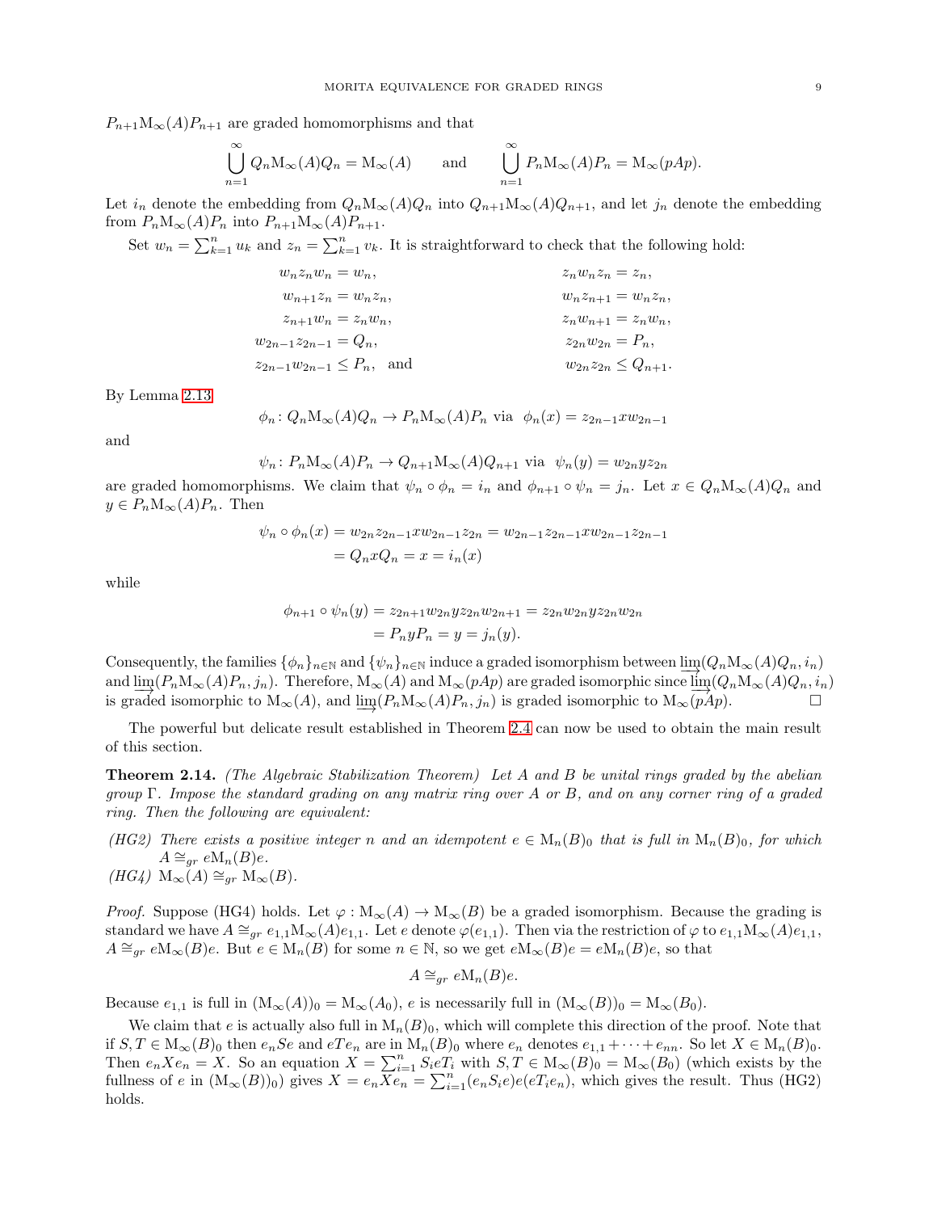$P_{n+1}\mathrm{M}_\infty(A)P_{n+1}$ are graded homomorphisms and that

$$\bigcup_{n=1}^{\infty} Q_n\mathrm{M}_\infty(A)Q_n = \mathrm{M}_\infty(A) \qquad \text{and} \qquad \bigcup_{n=1}^{\infty} P_n\mathrm{M}_\infty(A)P_n = \mathrm{M}_\infty(pAp).$$

Let $i_n$ denote the embedding from $Q_n\mathrm{M}_\infty(A)Q_n$ into $Q_{n+1}\mathrm{M}_\infty(A)Q_{n+1}$, and let $j_n$ denote the embedding from $P_n\mathrm{M}_\infty(A)P_n$ into $P_{n+1}\mathrm{M}_\infty(A)P_{n+1}$.

Set $w_n = \sum_{k=1}^n u_k$ and $z_n = \sum_{k=1}^n v_k$. It is straightforward to check that the following hold:

$$\begin{aligned}
w_n z_n w_n &= w_n, & z_n w_n z_n &= z_n,\\
w_{n+1} z_n &= w_n z_n, & w_n z_{n+1} &= w_n z_n,\\
z_{n+1} w_n &= z_n w_n, & z_n w_{n+1} &= z_n w_n,\\
w_{2n-1} z_{2n-1} &= Q_n, & z_{2n} w_{2n} &= P_n,\\
z_{2n-1} w_{2n-1} &\leq P_n, \quad \text{and} & w_{2n} z_{2n} &\leq Q_{n+1}.
\end{aligned}$$

By Lemma 2.13

$$\phi_n \colon Q_n\mathrm{M}_\infty(A)Q_n \to P_n\mathrm{M}_\infty(A)P_n \text{ via } \phi_n(x) = z_{2n-1} x w_{2n-1}$$

and

$$\psi_n \colon P_n\mathrm{M}_\infty(A)P_n \to Q_{n+1}\mathrm{M}_\infty(A)Q_{n+1} \text{ via } \psi_n(y) = w_{2n} y z_{2n}$$

are graded homomorphisms. We claim that $\psi_n \circ \phi_n = i_n$ and $\phi_{n+1} \circ \psi_n = j_n$. Let $x \in Q_n\mathrm{M}_\infty(A)Q_n$ and $y \in P_n\mathrm{M}_\infty(A)P_n$. Then

$$\begin{aligned}
\psi_n \circ \phi_n(x) &= w_{2n} z_{2n-1} x w_{2n-1} z_{2n} = w_{2n-1} z_{2n-1} x w_{2n-1} z_{2n-1}\\
&= Q_n x Q_n = x = i_n(x)
\end{aligned}$$

while

$$\begin{aligned}
\phi_{n+1} \circ \psi_n(y) &= z_{2n+1} w_{2n} y z_{2n} w_{2n+1} = z_{2n} w_{2n} y z_{2n} w_{2n}\\
&= P_n y P_n = y = j_n(y).
\end{aligned}$$

Consequently, the families $\{\phi_n\}_{n\in\mathbb{N}}$ and $\{\psi_n\}_{n\in\mathbb{N}}$ induce a graded isomorphism between $\varinjlim(Q_n\mathrm{M}_\infty(A)Q_n, i_n)$ and $\varinjlim(P_n\mathrm{M}_\infty(A)P_n, j_n)$. Therefore, $\mathrm{M}_\infty(A)$ and $\mathrm{M}_\infty(pAp)$ are graded isomorphic since $\varinjlim(Q_n\mathrm{M}_\infty(A)Q_n, i_n)$ is graded isomorphic to $\mathrm{M}_\infty(A)$, and $\varinjlim(P_n\mathrm{M}_\infty(A)P_n, j_n)$ is graded isomorphic to $\mathrm{M}_\infty(pAp)$. □

The powerful but delicate result established in Theorem 2.4 can now be used to obtain the main result of this section.

**Theorem 2.14.** *(The Algebraic Stabilization Theorem) Let $A$ and $B$ be unital rings graded by the abelian group $\Gamma$. Impose the standard grading on any matrix ring over $A$ or $B$, and on any corner ring of a graded ring. Then the following are equivalent:*

*(HG2) There exists a positive integer $n$ and an idempotent $e \in \mathrm{M}_n(B)_0$ that is full in $\mathrm{M}_n(B)_0$, for which $A \cong_{gr} e\mathrm{M}_n(B)e$.*

*(HG4) $\mathrm{M}_\infty(A) \cong_{gr} \mathrm{M}_\infty(B)$.*

*Proof.* Suppose (HG4) holds. Let $\varphi : \mathrm{M}_\infty(A) \to \mathrm{M}_\infty(B)$ be a graded isomorphism. Because the grading is standard we have $A \cong_{gr} e_{1,1}\mathrm{M}_\infty(A)e_{1,1}$. Let $e$ denote $\varphi(e_{1,1})$. Then via the restriction of $\varphi$ to $e_{1,1}\mathrm{M}_\infty(A)e_{1,1}$, $A \cong_{gr} e\mathrm{M}_\infty(B)e$. But $e \in \mathrm{M}_n(B)$ for some $n \in \mathbb{N}$, so we get $e\mathrm{M}_\infty(B)e = e\mathrm{M}_n(B)e$, so that

$$A \cong_{gr} e\mathrm{M}_n(B)e.$$

Because $e_{1,1}$ is full in $(\mathrm{M}_\infty(A))_0 = \mathrm{M}_\infty(A_0)$, $e$ is necessarily full in $(\mathrm{M}_\infty(B))_0 = \mathrm{M}_\infty(B_0)$.

We claim that $e$ is actually also full in $\mathrm{M}_n(B)_0$, which will complete this direction of the proof. Note that if $S, T \in \mathrm{M}_\infty(B)_0$ then $e_n S e$ and $e T e_n$ are in $\mathrm{M}_n(B)_0$ where $e_n$ denotes $e_{1,1} + \cdots + e_{nn}$. So let $X \in \mathrm{M}_n(B)_0$. Then $e_n X e_n = X$. So an equation $X = \sum_{i=1}^n S_i e T_i$ with $S, T \in \mathrm{M}_\infty(B)_0 = \mathrm{M}_\infty(B_0)$ (which exists by the fullness of $e$ in $(\mathrm{M}_\infty(B))_0$) gives $X = e_n X e_n = \sum_{i=1}^n (e_n S_i e)(e T_i e_n)$, which gives the result. Thus (HG2) holds.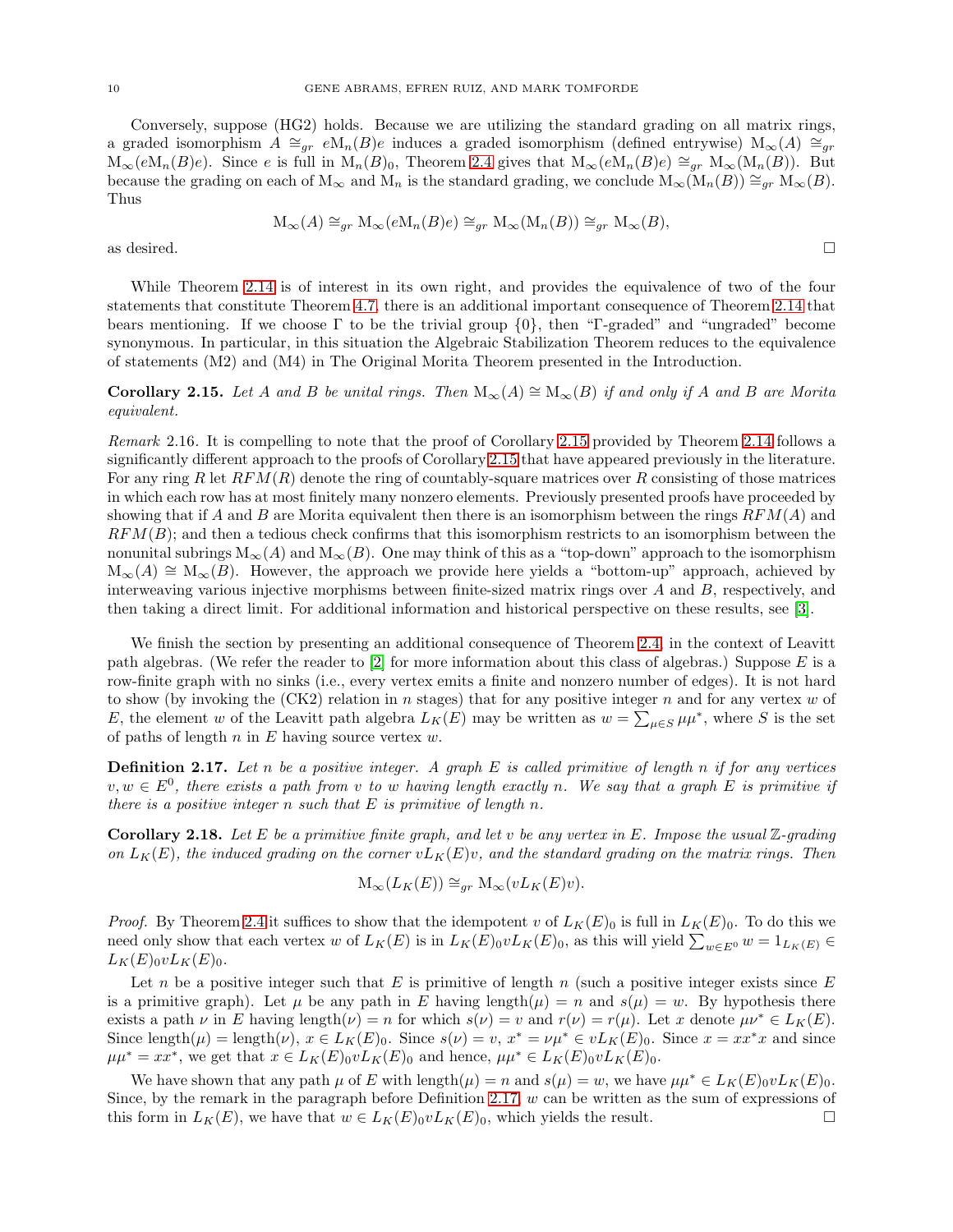Conversely, suppose (HG2) holds. Because we are utilizing the standard grading on all matrix rings, a graded isomorphism $A \cong_{gr} e\mathrm{M}_n(B)e$ induces a graded isomorphism (defined entrywise) $\mathrm{M}_\infty(A) \cong_{gr} \mathrm{M}_\infty(e\mathrm{M}_n(B)e)$. Since $e$ is full in $\mathrm{M}_n(B)_0$, Theorem 2.4 gives that $\mathrm{M}_\infty(e\mathrm{M}_n(B)e) \cong_{gr} \mathrm{M}_\infty(\mathrm{M}_n(B))$. But because the grading on each of $\mathrm{M}_\infty$ and $\mathrm{M}_n$ is the standard grading, we conclude $\mathrm{M}_\infty(\mathrm{M}_n(B)) \cong_{gr} \mathrm{M}_\infty(B)$. Thus

$$\mathrm{M}_\infty(A) \cong_{gr} \mathrm{M}_\infty(e\mathrm{M}_n(B)e) \cong_{gr} \mathrm{M}_\infty(\mathrm{M}_n(B)) \cong_{gr} \mathrm{M}_\infty(B),$$

as desired. □

While Theorem 2.14 is of interest in its own right, and provides the equivalence of two of the four statements that constitute Theorem 4.7, there is an additional important consequence of Theorem 2.14 that bears mentioning. If we choose $\Gamma$ to be the trivial group $\{0\}$, then "$\Gamma$-graded" and "ungraded" become synonymous. In particular, in this situation the Algebraic Stabilization Theorem reduces to the equivalence of statements (M2) and (M4) in The Original Morita Theorem presented in the Introduction.

**Corollary 2.15.** *Let $A$ and $B$ be unital rings. Then $\mathrm{M}_\infty(A) \cong \mathrm{M}_\infty(B)$ if and only if $A$ and $B$ are Morita equivalent.*

*Remark* 2.16. It is compelling to note that the proof of Corollary 2.15 provided by Theorem 2.14 follows a significantly different approach to the proofs of Corollary 2.15 that have appeared previously in the literature. For any ring $R$ let $RFM(R)$ denote the ring of countably-square matrices over $R$ consisting of those matrices in which each row has at most finitely many nonzero elements. Previously presented proofs have proceeded by showing that if $A$ and $B$ are Morita equivalent then there is an isomorphism between the rings $RFM(A)$ and $RFM(B)$; and then a tedious check confirms that this isomorphism restricts to an isomorphism between the nonunital subrings $\mathrm{M}_\infty(A)$ and $\mathrm{M}_\infty(B)$. One may think of this as a "top-down" approach to the isomorphism $\mathrm{M}_\infty(A) \cong \mathrm{M}_\infty(B)$. However, the approach we provide here yields a "bottom-up" approach, achieved by interweaving various injective morphisms between finite-sized matrix rings over $A$ and $B$, respectively, and then taking a direct limit. For additional information and historical perspective on these results, see [3].

We finish the section by presenting an additional consequence of Theorem 2.4, in the context of Leavitt path algebras. (We refer the reader to [2] for more information about this class of algebras.) Suppose $E$ is a row-finite graph with no sinks (i.e., every vertex emits a finite and nonzero number of edges). It is not hard to show (by invoking the (CK2) relation in $n$ stages) that for any positive integer $n$ and for any vertex $w$ of $E$, the element $w$ of the Leavitt path algebra $L_K(E)$ may be written as $w = \sum_{\mu \in S} \mu\mu^*$, where $S$ is the set of paths of length $n$ in $E$ having source vertex $w$.

**Definition 2.17.** *Let $n$ be a positive integer. A graph $E$ is called primitive of length $n$ if for any vertices $v, w \in E^0$, there exists a path from $v$ to $w$ having length exactly $n$. We say that a graph $E$ is primitive if there is a positive integer $n$ such that $E$ is primitive of length $n$.*

**Corollary 2.18.** *Let $E$ be a primitive finite graph, and let $v$ be any vertex in $E$. Impose the usual $\mathbb{Z}$-grading on $L_K(E)$, the induced grading on the corner $vL_K(E)v$, and the standard grading on the matrix rings. Then*

$$\mathrm{M}_\infty(L_K(E)) \cong_{gr} \mathrm{M}_\infty(vL_K(E)v).$$

*Proof.* By Theorem 2.4 it suffices to show that the idempotent $v$ of $L_K(E)_0$ is full in $L_K(E)_0$. To do this we need only show that each vertex $w$ of $L_K(E)$ is in $L_K(E)_0vL_K(E)_0$, as this will yield $\sum_{w\in E^0} w = 1_{L_K(E)} \in L_K(E)_0vL_K(E)_0$.

Let $n$ be a positive integer such that $E$ is primitive of length $n$ (such a positive integer exists since $E$ is a primitive graph). Let $\mu$ be any path in $E$ having length$(\mu) = n$ and $s(\mu) = w$. By hypothesis there exists a path $\nu$ in $E$ having length$(\nu) = n$ for which $s(\nu) = v$ and $r(\nu) = r(\mu)$. Let $x$ denote $\mu\nu^* \in L_K(E)$. Since length$(\mu) =$ length$(\nu)$, $x \in L_K(E)_0$. Since $s(\nu) = v$, $x^* = \nu\mu^* \in vL_K(E)_0$. Since $x = xx^*x$ and since $\mu\mu^* = xx^*$, we get that $x \in L_K(E)_0vL_K(E)_0$ and hence, $\mu\mu^* \in L_K(E)_0vL_K(E)_0$.

We have shown that any path $\mu$ of $E$ with length$(\mu) = n$ and $s(\mu) = w$, we have $\mu\mu^* \in L_K(E)_0vL_K(E)_0$. Since, by the remark in the paragraph before Definition 2.17, $w$ can be written as the sum of expressions of this form in $L_K(E)$, we have that $w \in L_K(E)_0vL_K(E)_0$, which yields the result. □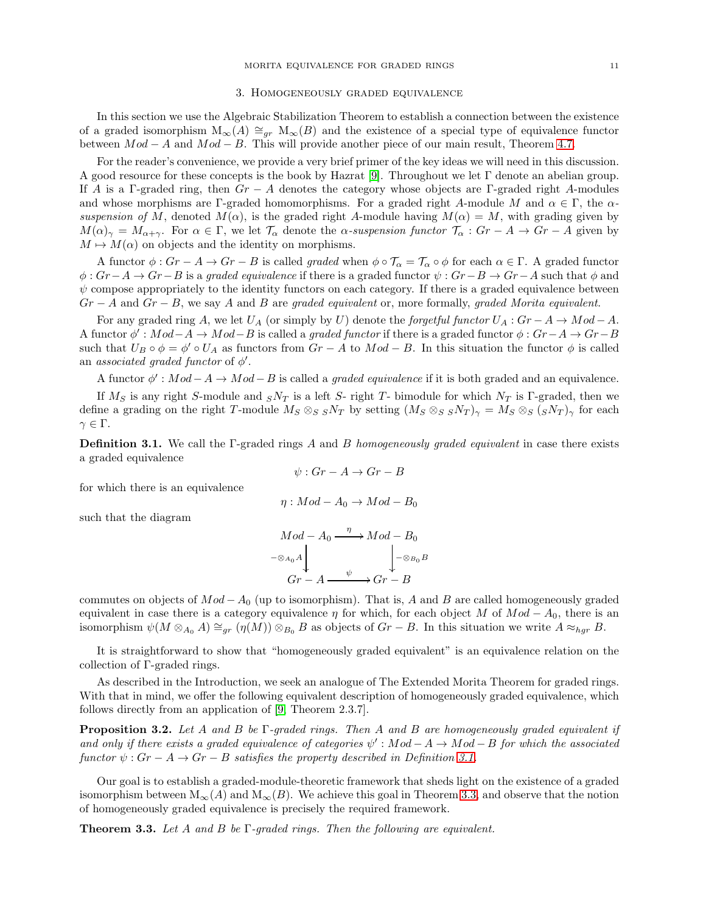## 3. Homogeneously graded equivalence

In this section we use the Algebraic Stabilization Theorem to establish a connection between the existence of a graded isomorphism $\mathrm{M}_\infty(A) \cong_{gr} \mathrm{M}_\infty(B)$ and the existence of a special type of equivalence functor between $Mod-A$ and $Mod-B$. This will provide another piece of our main result, Theorem 4.7.

For the reader's convenience, we provide a very brief primer of the key ideas we will need in this discussion. A good resource for these concepts is the book by Hazrat [9]. Throughout we let $\Gamma$ denote an abelian group. If $A$ is a $\Gamma$-graded ring, then $Gr-A$ denotes the category whose objects are $\Gamma$-graded right $A$-modules and whose morphisms are $\Gamma$-graded homomorphisms. For a graded right $A$-module $M$ and $\alpha \in \Gamma$, the *$\alpha$-suspension of* $M$, denoted $M(\alpha)$, is the graded right $A$-module having $M(\alpha) = M$, with grading given by $M(\alpha)_\gamma = M_{\alpha+\gamma}$. For $\alpha \in \Gamma$, we let $\mathcal{T}_\alpha$ denote the *$\alpha$-suspension functor* $\mathcal{T}_\alpha : Gr-A \to Gr-A$ given by $M \mapsto M(\alpha)$ on objects and the identity on morphisms.

A functor $\phi : Gr-A \to Gr-B$ is called *graded* when $\phi \circ \mathcal{T}_\alpha = \mathcal{T}_\alpha \circ \phi$ for each $\alpha \in \Gamma$. A graded functor $\phi : Gr-A \to Gr-B$ is a *graded equivalence* if there is a graded functor $\psi : Gr-B \to Gr-A$ such that $\phi$ and $\psi$ compose appropriately to the identity functors on each category. If there is a graded equivalence between $Gr-A$ and $Gr-B$, we say $A$ and $B$ are *graded equivalent* or, more formally, *graded Morita equivalent*.

For any graded ring $A$, we let $U_A$ (or simply by $U$) denote the *forgetful functor* $U_A : Gr-A \to Mod-A$. A functor $\phi' : Mod-A \to Mod-B$ is called a *graded functor* if there is a graded functor $\phi : Gr-A \to Gr-B$ such that $U_B \circ \phi = \phi' \circ U_A$ as functors from $Gr-A$ to $Mod-B$. In this situation the functor $\phi$ is called an *associated graded functor* of $\phi'$.

A functor $\phi' : Mod-A \to Mod-B$ is called a *graded equivalence* if it is both graded and an equivalence.

If $M_S$ is any right $S$-module and ${}_SN_T$ is a left $S$- right $T$- bimodule for which $N_T$ is $\Gamma$-graded, then we define a grading on the right $T$-module $M_S \otimes_S {}_SN_T$ by setting $(M_S \otimes_S {}_SN_T)_\gamma = M_S \otimes_S ({}_SN_T)_\gamma$ for each $\gamma \in \Gamma$.

**Definition 3.1.** We call the $\Gamma$-graded rings $A$ and $B$ *homogeneously graded equivalent* in case there exists a graded equivalence

$$\psi : Gr-A \to Gr-B$$

for which there is an equivalence

$$\eta : Mod-A_0 \to Mod-B_0$$

such that the diagram

$$\begin{array}{ccc} Mod-A_0 & \xrightarrow{\eta} & Mod-B_0 \\ \Big\downarrow{\scriptstyle -\otimes_{A_0}A} & & \Big\downarrow{\scriptstyle -\otimes_{B_0}B} \\ Gr-A & \xrightarrow{\psi} & Gr-B \end{array}$$

commutes on objects of $Mod-A_0$ (up to isomorphism). That is, $A$ and $B$ are called homogeneously graded equivalent in case there is a category equivalence $\eta$ for which, for each object $M$ of $Mod-A_0$, there is an isomorphism $\psi(M \otimes_{A_0} A) \cong_{gr} (\eta(M)) \otimes_{B_0} B$ as objects of $Gr-B$. In this situation we write $A \approx_{hgr} B$.

It is straightforward to show that "homogeneously graded equivalent" is an equivalence relation on the collection of $\Gamma$-graded rings.

As described in the Introduction, we seek an analogue of The Extended Morita Theorem for graded rings. With that in mind, we offer the following equivalent description of homogeneously graded equivalence, which follows directly from an application of [9, Theorem 2.3.7].

**Proposition 3.2.** *Let $A$ and $B$ be $\Gamma$-graded rings. Then $A$ and $B$ are homogeneously graded equivalent if and only if there exists a graded equivalence of categories $\psi' : Mod-A \to Mod-B$ for which the associated functor $\psi : Gr-A \to Gr-B$ satisfies the property described in Definition 3.1.*

Our goal is to establish a graded-module-theoretic framework that sheds light on the existence of a graded isomorphism between $\mathrm{M}_\infty(A)$ and $\mathrm{M}_\infty(B)$. We achieve this goal in Theorem 3.3, and observe that the notion of homogeneously graded equivalence is precisely the required framework.

**Theorem 3.3.** *Let $A$ and $B$ be $\Gamma$-graded rings. Then the following are equivalent.*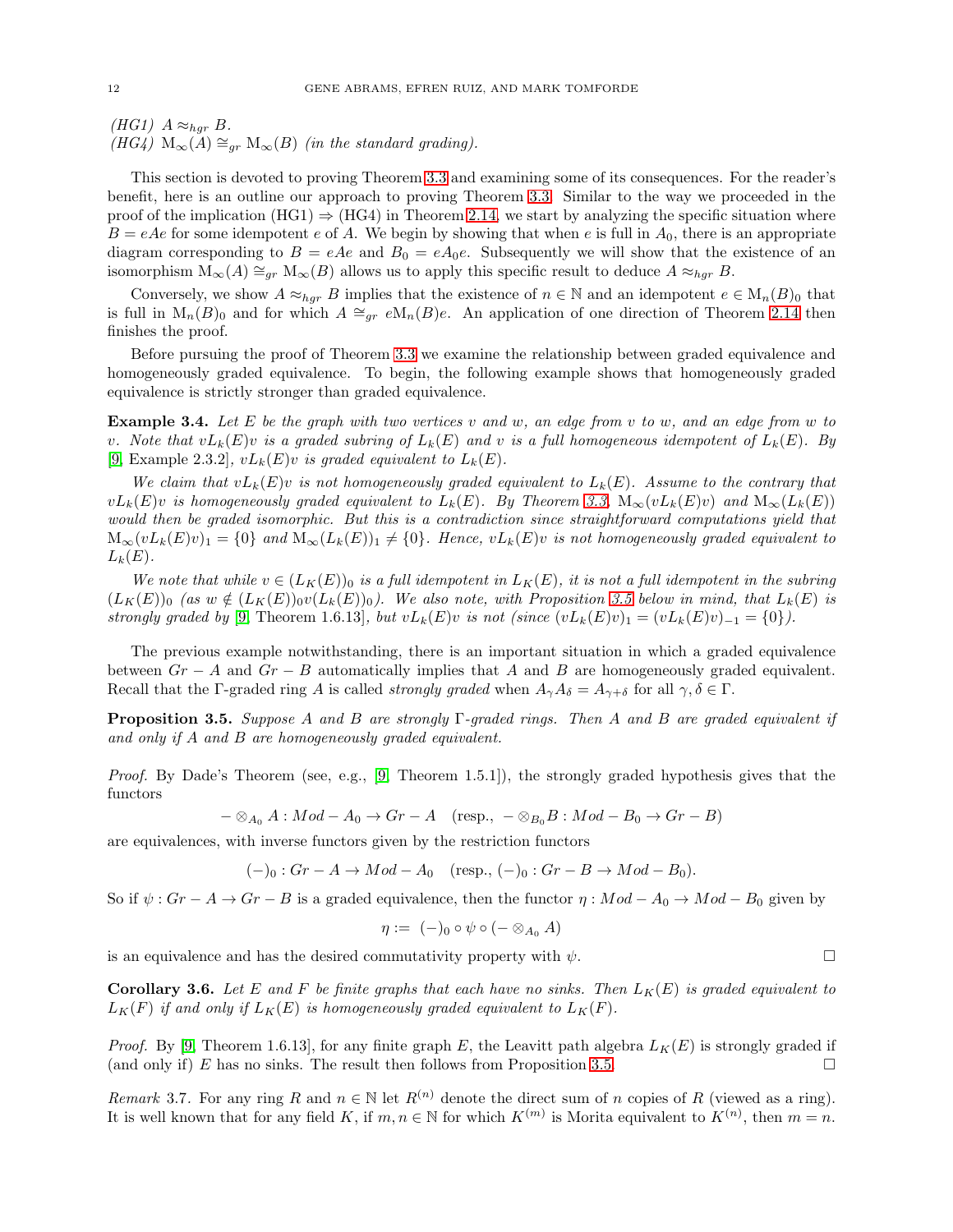*(HG1)* $A \approx_{hgr} B$.
*(HG4)* $\mathrm{M}_\infty(A) \cong_{gr} \mathrm{M}_\infty(B)$ *(in the standard grading).*

This section is devoted to proving Theorem 3.3 and examining some of its consequences. For the reader's benefit, here is an outline our approach to proving Theorem 3.3. Similar to the way we proceeded in the proof of the implication (HG1) $\Rightarrow$ (HG4) in Theorem 2.14, we start by analyzing the specific situation where $B = eAe$ for some idempotent $e$ of $A$. We begin by showing that when $e$ is full in $A_0$, there is an appropriate diagram corresponding to $B = eAe$ and $B_0 = eA_0e$. Subsequently we will show that the existence of an isomorphism $\mathrm{M}_\infty(A) \cong_{gr} \mathrm{M}_\infty(B)$ allows us to apply this specific result to deduce $A \approx_{hgr} B$.

Conversely, we show $A \approx_{hgr} B$ implies that the existence of $n \in \mathbb{N}$ and an idempotent $e \in \mathrm{M}_n(B)_0$ that is full in $\mathrm{M}_n(B)_0$ and for which $A \cong_{gr} e\mathrm{M}_n(B)e$. An application of one direction of Theorem 2.14 then finishes the proof.

Before pursuing the proof of Theorem 3.3 we examine the relationship between graded equivalence and homogeneously graded equivalence. To begin, the following example shows that homogeneously graded equivalence is strictly stronger than graded equivalence.

**Example 3.4.** *Let $E$ be the graph with two vertices $v$ and $w$, an edge from $v$ to $w$, and an edge from $w$ to $v$. Note that $vL_k(E)v$ is a graded subring of $L_k(E)$ and $v$ is a full homogeneous idempotent of $L_k(E)$. By* [9, Example 2.3.2]*, $vL_k(E)v$ is graded equivalent to $L_k(E)$.*

*We claim that $vL_k(E)v$ is not homogeneously graded equivalent to $L_k(E)$. Assume to the contrary that $vL_k(E)v$ is homogeneously graded equivalent to $L_k(E)$. By Theorem 3.3, $\mathrm{M}_\infty(vL_k(E)v)$ and $\mathrm{M}_\infty(L_k(E))$ would then be graded isomorphic. But this is a contradiction since straightforward computations yield that $\mathrm{M}_\infty(vL_k(E)v)_1 = \{0\}$ and $\mathrm{M}_\infty(L_k(E))_1 \neq \{0\}$. Hence, $vL_k(E)v$ is not homogeneously graded equivalent to $L_k(E)$.*

*We note that while $v \in (L_K(E))_0$ is a full idempotent in $L_K(E)$, it is not a full idempotent in the subring $(L_K(E))_0$ (as $w \notin (L_K(E))_0v(L_K(E))_0$). We also note, with Proposition 3.5 below in mind, that $L_k(E)$ is strongly graded by* [9, Theorem 1.6.13]*, but $vL_k(E)v$ is not (since $(vL_k(E)v)_1 = (vL_k(E)v)_{-1} = \{0\}$).*

The previous example notwithstanding, there is an important situation in which a graded equivalence between $Gr - A$ and $Gr - B$ automatically implies that $A$ and $B$ are homogeneously graded equivalent. Recall that the $\Gamma$-graded ring $A$ is called *strongly graded* when $A_\gamma A_\delta = A_{\gamma+\delta}$ for all $\gamma, \delta \in \Gamma$.

**Proposition 3.5.** *Suppose $A$ and $B$ are strongly $\Gamma$-graded rings. Then $A$ and $B$ are graded equivalent if and only if $A$ and $B$ are homogeneously graded equivalent.*

*Proof.* By Dade's Theorem (see, e.g., [9, Theorem 1.5.1]), the strongly graded hypothesis gives that the functors

$$- \otimes_{A_0} A : Mod - A_0 \to Gr - A \quad (\text{resp., } - \otimes_{B_0} B : Mod - B_0 \to Gr - B)$$

are equivalences, with inverse functors given by the restriction functors

$$(-)_0 : Gr - A \to Mod - A_0 \quad (\text{resp., } (-)_0 : Gr - B \to Mod - B_0).$$

So if $\psi : Gr - A \to Gr - B$ is a graded equivalence, then the functor $\eta : Mod - A_0 \to Mod - B_0$ given by

$$\eta := (-)_0 \circ \psi \circ (- \otimes_{A_0} A)$$

is an equivalence and has the desired commutativity property with $\psi$. $\square$

**Corollary 3.6.** *Let $E$ and $F$ be finite graphs that each have no sinks. Then $L_K(E)$ is graded equivalent to $L_K(F)$ if and only if $L_K(E)$ is homogeneously graded equivalent to $L_K(F)$.*

*Proof.* By [9, Theorem 1.6.13], for any finite graph $E$, the Leavitt path algebra $L_K(E)$ is strongly graded if (and only if) $E$ has no sinks. The result then follows from Proposition 3.5. $\square$

*Remark* 3.7. For any ring $R$ and $n \in \mathbb{N}$ let $R^{(n)}$ denote the direct sum of $n$ copies of $R$ (viewed as a ring). It is well known that for any field $K$, if $m, n \in \mathbb{N}$ for which $K^{(m)}$ is Morita equivalent to $K^{(n)}$, then $m = n$.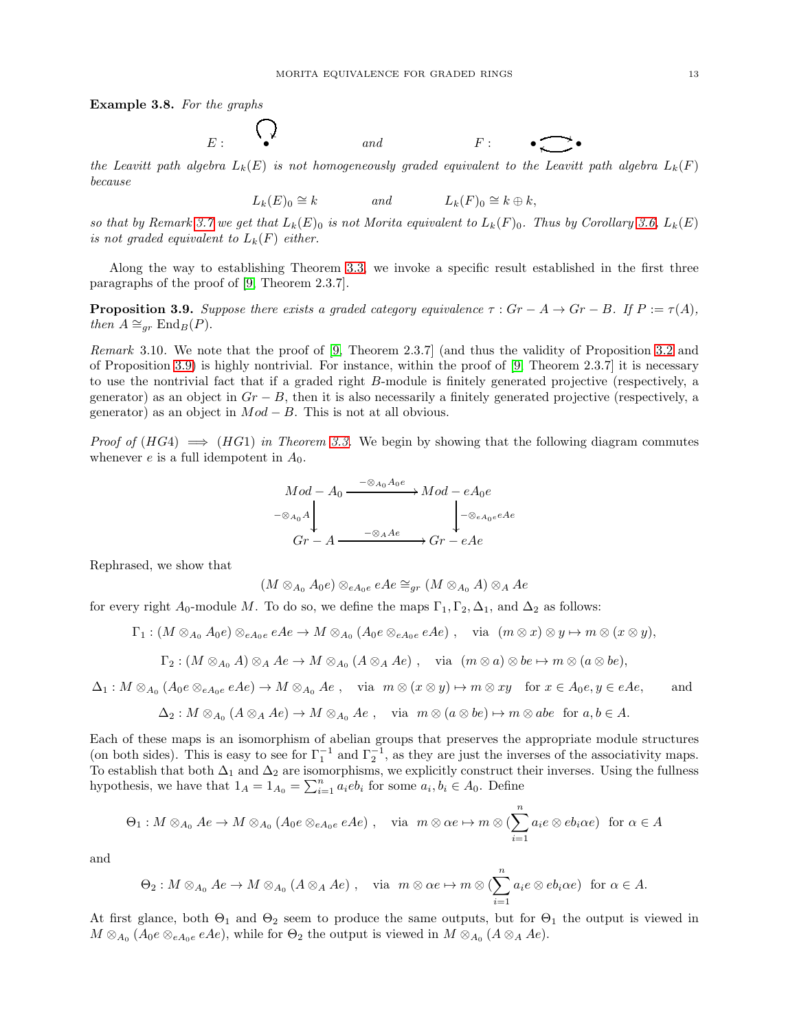**Example 3.8.** *For the graphs*

$$E: \quad \bullet \circlearrowleft \qquad\qquad \text{and} \qquad\qquad F: \quad \bullet \rightleftarrows \bullet$$

*the Leavitt path algebra $L_k(E)$ is not homogeneously graded equivalent to the Leavitt path algebra $L_k(F)$ because*

$$L_k(E)_0 \cong k \qquad\qquad \text{and} \qquad\qquad L_k(F)_0 \cong k \oplus k,$$

*so that by Remark 3.7 we get that $L_k(E)_0$ is not Morita equivalent to $L_k(F)_0$. Thus by Corollary 3.6, $L_k(E)$ is not graded equivalent to $L_k(F)$ either.*

Along the way to establishing Theorem 3.3, we invoke a specific result established in the first three paragraphs of the proof of [9, Theorem 2.3.7].

**Proposition 3.9.** *Suppose there exists a graded category equivalence $\tau : Gr - A \to Gr - B$. If $P := \tau(A)$, then $A \cong_{gr} \mathrm{End}_B(P)$.*

*Remark* 3.10. We note that the proof of [9, Theorem 2.3.7] (and thus the validity of Proposition 3.2 and of Proposition 3.9) is highly nontrivial. For instance, within the proof of [9, Theorem 2.3.7] it is necessary to use the nontrivial fact that if a graded right $B$-module is finitely generated projective (respectively, a generator) as an object in $Gr - B$, then it is also necessarily a finitely generated projective (respectively, a generator) as an object in $Mod - B$. This is not at all obvious.

*Proof of $(HG4) \implies (HG1)$ in Theorem 3.3.* We begin by showing that the following diagram commutes whenever $e$ is a full idempotent in $A_0$.

$$\begin{array}{ccc}
Mod - A_0 & \xrightarrow{-\otimes_{A_0} A_0 e} & Mod - eA_0e \\
\Big\downarrow {\scriptstyle -\otimes_{A_0} A} & & \Big\downarrow {\scriptstyle -\otimes_{eA_0e} eAe} \\
Gr - A & \xrightarrow{-\otimes_A Ae} & Gr - eAe
\end{array}$$

Rephrased, we show that

$$(M \otimes_{A_0} A_0 e) \otimes_{eA_0e} eAe \cong_{gr} (M \otimes_{A_0} A) \otimes_A Ae$$

for every right $A_0$-module $M$. To do so, we define the maps $\Gamma_1, \Gamma_2, \Delta_1$, and $\Delta_2$ as follows:

$$\Gamma_1 : (M \otimes_{A_0} A_0 e) \otimes_{eA_0e} eAe \to M \otimes_{A_0} (A_0 e \otimes_{eA_0e} eAe) \ , \quad \text{via} \ \ (m \otimes x) \otimes y \mapsto m \otimes (x \otimes y),$$

$$\Gamma_2 : (M \otimes_{A_0} A) \otimes_A Ae \to M \otimes_{A_0} (A \otimes_A Ae) \ , \quad \text{via} \ \ (m \otimes a) \otimes be \mapsto m \otimes (a \otimes be),$$

$$\Delta_1 : M \otimes_{A_0} (A_0 e \otimes_{eA_0e} eAe) \to M \otimes_{A_0} Ae \ , \quad \text{via} \ \ m \otimes (x \otimes y) \mapsto m \otimes xy \quad \text{for } x \in A_0 e, y \in eAe, \qquad \text{and}$$

$$\Delta_2 : M \otimes_{A_0} (A \otimes_A Ae) \to M \otimes_{A_0} Ae \ , \quad \text{via} \ \ m \otimes (a \otimes be) \mapsto m \otimes abe \ \ \text{for } a, b \in A.$$

Each of these maps is an isomorphism of abelian groups that preserves the appropriate module structures (on both sides). This is easy to see for $\Gamma_1^{-1}$ and $\Gamma_2^{-1}$, as they are just the inverses of the associativity maps. To establish that both $\Delta_1$ and $\Delta_2$ are isomorphisms, we explicitly construct their inverses. Using the fullness hypothesis, we have that $1_A = 1_{A_0} = \sum_{i=1}^n a_i e b_i$ for some $a_i, b_i \in A_0$. Define

$$\Theta_1 : M \otimes_{A_0} Ae \to M \otimes_{A_0} (A_0 e \otimes_{eA_0e} eAe) \ , \quad \text{via} \ \ m \otimes \alpha e \mapsto m \otimes (\sum_{i=1}^n a_i e \otimes e b_i \alpha e) \ \ \text{for } \alpha \in A$$

and

$$\Theta_2 : M \otimes_{A_0} Ae \to M \otimes_{A_0} (A \otimes_A Ae) \ , \quad \text{via} \ \ m \otimes \alpha e \mapsto m \otimes (\sum_{i=1}^n a_i e \otimes e b_i \alpha e) \ \ \text{for } \alpha \in A.$$

At first glance, both $\Theta_1$ and $\Theta_2$ seem to produce the same outputs, but for $\Theta_1$ the output is viewed in $M \otimes_{A_0} (A_0 e \otimes_{eA_0e} eAe)$, while for $\Theta_2$ the output is viewed in $M \otimes_{A_0} (A \otimes_A Ae)$.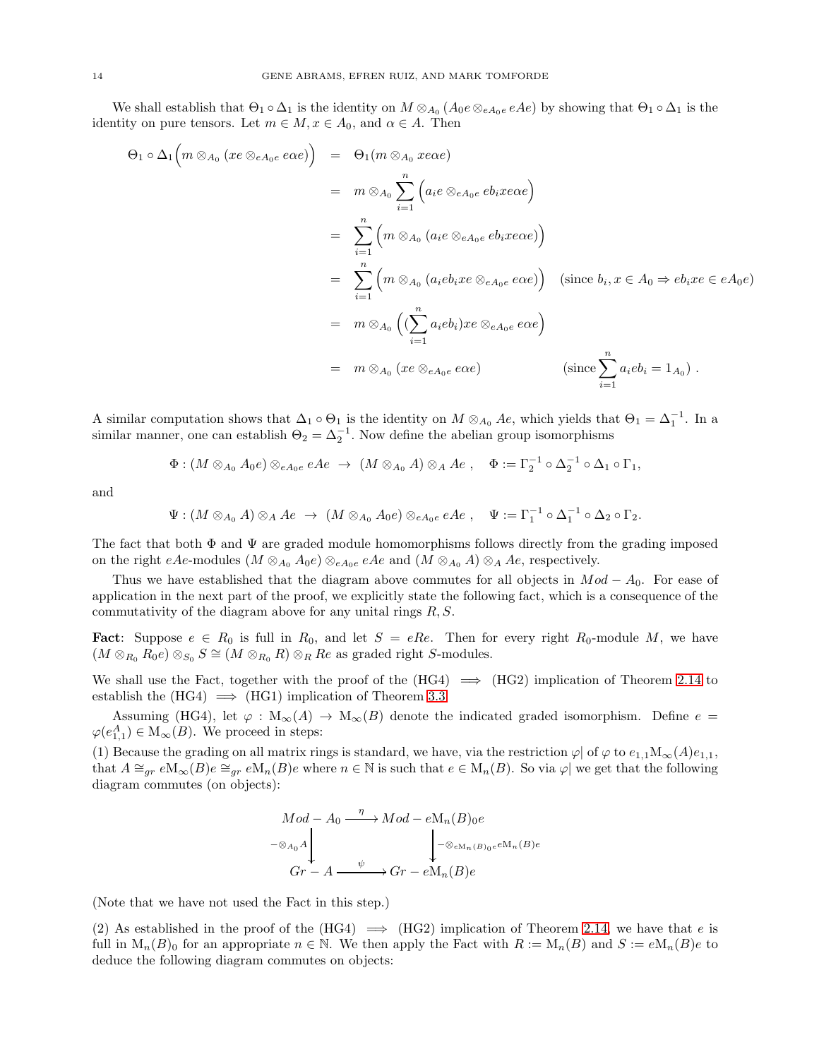We shall establish that $\Theta_1 \circ \Delta_1$ is the identity on $M \otimes_{A_0} (A_0 e \otimes_{eA_0e} eAe)$ by showing that $\Theta_1 \circ \Delta_1$ is the identity on pure tensors. Let $m \in M, x \in A_0$, and $\alpha \in A$. Then

$$
\begin{aligned}
\Theta_1 \circ \Delta_1\Big(m \otimes_{A_0} (xe \otimes_{eA_0e} e\alpha e)\Big) &= \Theta_1(m \otimes_{A_0} xe\alpha e) \\
&= m \otimes_{A_0} \sum_{i=1}^{n} \Big(a_i e \otimes_{eA_0e} eb_i xe\alpha e\Big) \\
&= \sum_{i=1}^{n} \Big(m \otimes_{A_0} (a_i e \otimes_{eA_0e} eb_i xe\alpha e)\Big) \\
&= \sum_{i=1}^{n} \Big(m \otimes_{A_0} (a_i eb_i xe \otimes_{eA_0e} e\alpha e)\Big) \quad (\text{since } b_i, x \in A_0 \Rightarrow eb_i xe \in eA_0e) \\
&= m \otimes_{A_0} \Big((\sum_{i=1}^{n} a_i eb_i)xe \otimes_{eA_0e} e\alpha e\Big) \\
&= m \otimes_{A_0} (xe \otimes_{eA_0e} e\alpha e) \qquad\qquad (\text{since } \sum_{i=1}^{n} a_i eb_i = 1_{A_0})\ .
\end{aligned}
$$

A similar computation shows that $\Delta_1 \circ \Theta_1$ is the identity on $M \otimes_{A_0} Ae$, which yields that $\Theta_1 = \Delta_1^{-1}$. In a similar manner, one can establish $\Theta_2 = \Delta_2^{-1}$. Now define the abelian group isomorphisms

$$\Phi : (M \otimes_{A_0} A_0 e) \otimes_{eA_0e} eAe \ \to\ (M \otimes_{A_0} A) \otimes_A Ae\ , \quad \Phi := \Gamma_2^{-1} \circ \Delta_2^{-1} \circ \Delta_1 \circ \Gamma_1,$$

and

$$\Psi : (M \otimes_{A_0} A) \otimes_A Ae \ \to\ (M \otimes_{A_0} A_0 e) \otimes_{eA_0e} eAe\ , \quad \Psi := \Gamma_1^{-1} \circ \Delta_1^{-1} \circ \Delta_2 \circ \Gamma_2.$$

The fact that both $\Phi$ and $\Psi$ are graded module homomorphisms follows directly from the grading imposed on the right $eAe$-modules $(M \otimes_{A_0} A_0 e) \otimes_{eA_0e} eAe$ and $(M \otimes_{A_0} A) \otimes_A Ae$, respectively.

Thus we have established that the diagram above commutes for all objects in $Mod - A_0$. For ease of application in the next part of the proof, we explicitly state the following fact, which is a consequence of the commutativity of the diagram above for any unital rings $R, S$.

**Fact**: Suppose $e \in R_0$ is full in $R_0$, and let $S = eRe$. Then for every right $R_0$-module $M$, we have $(M \otimes_{R_0} R_0 e) \otimes_{S_0} S \cong (M \otimes_{R_0} R) \otimes_R Re$ as graded right $S$-modules.

We shall use the Fact, together with the proof of the (HG4) $\implies$ (HG2) implication of Theorem 2.14 to establish the (HG4) $\implies$ (HG1) implication of Theorem 3.3.

Assuming (HG4), let $\varphi : \mathrm{M}_\infty(A) \to \mathrm{M}_\infty(B)$ denote the indicated graded isomorphism. Define $e = \varphi(e_{1,1}^A) \in \mathrm{M}_\infty(B)$. We proceed in steps:

(1) Because the grading on all matrix rings is standard, we have, via the restriction $\varphi|$ of $\varphi$ to $e_{1,1}\mathrm{M}_\infty(A)e_{1,1}$, that $A \cong_{gr} e\mathrm{M}_\infty(B)e \cong_{gr} e\mathrm{M}_n(B)e$ where $n \in \mathbb{N}$ is such that $e \in \mathrm{M}_n(B)$. So via $\varphi|$ we get that the following diagram commutes (on objects):

$$
\begin{array}{ccc}
Mod - A_0 & \xrightarrow{\ \eta\ } & Mod - e\mathrm{M}_n(B)_0 e \\
\Big\downarrow {\scriptstyle -\otimes_{A_0} A} & & \Big\downarrow {\scriptstyle -\otimes_{e\mathrm{M}_n(B)_0 e} e\mathrm{M}_n(B)e} \\
Gr - A & \xrightarrow{\ \psi\ } & Gr - e\mathrm{M}_n(B)e
\end{array}
$$

(Note that we have not used the Fact in this step.)

(2) As established in the proof of the (HG4) $\implies$ (HG2) implication of Theorem 2.14, we have that $e$ is full in $\mathrm{M}_n(B)_0$ for an appropriate $n \in \mathbb{N}$. We then apply the Fact with $R := \mathrm{M}_n(B)$ and $S := e\mathrm{M}_n(B)e$ to deduce the following diagram commutes on objects: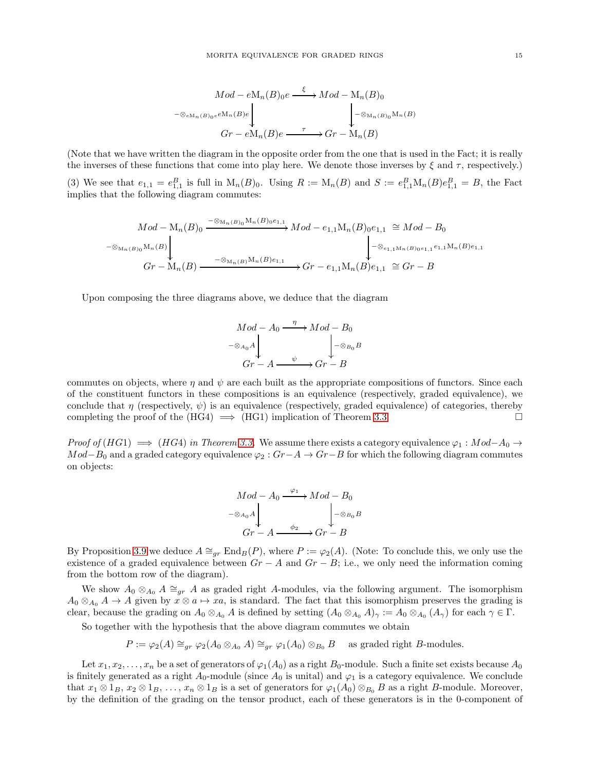$$\begin{array}{ccc}
Mod - e\mathrm{M}_n(B)_0 e & \xrightarrow{\ \xi\ } & Mod - \mathrm{M}_n(B)_0 \\
\Big\downarrow {\scriptstyle -\otimes_{e\mathrm{M}_n(B)_0 e} e\mathrm{M}_n(B)e} & & \Big\downarrow {\scriptstyle -\otimes_{\mathrm{M}_n(B)_0}\mathrm{M}_n(B)} \\
Gr - e\mathrm{M}_n(B)e & \xrightarrow{\ \tau\ } & Gr - \mathrm{M}_n(B)
\end{array}$$

(Note that we have written the diagram in the opposite order from the one that is used in the Fact; it is really the inverses of these functions that come into play here. We denote those inverses by $\xi$ and $\tau$, respectively.)

(3) We see that $e_{1,1} = e^B_{1,1}$ is full in $\mathrm{M}_n(B)_0$. Using $R := \mathrm{M}_n(B)$ and $S := e^B_{1,1}\mathrm{M}_n(B)e^B_{1,1} = B$, the Fact implies that the following diagram commutes:

$$\begin{array}{ccc}
Mod - \mathrm{M}_n(B)_0 & \xrightarrow{-\otimes_{\mathrm{M}_n(B)_0}\mathrm{M}_n(B)_0 e_{1,1}} & Mod - e_{1,1}\mathrm{M}_n(B)_0 e_{1,1} \ \cong Mod - B_0 \\
\Big\downarrow {\scriptstyle -\otimes_{\mathrm{M}_n(B)_0}\mathrm{M}_n(B)} & & \Big\downarrow {\scriptstyle -\otimes_{e_{1,1}\mathrm{M}_n(B)_0 e_{1,1}} e_{1,1}\mathrm{M}_n(B)e_{1,1}} \\
Gr - \mathrm{M}_n(B) & \xrightarrow{-\otimes_{\mathrm{M}_n(B)}\mathrm{M}_n(B)e_{1,1}} & Gr - e_{1,1}\mathrm{M}_n(B)e_{1,1} \ \cong Gr - B
\end{array}$$

Upon composing the three diagrams above, we deduce that the diagram

$$\begin{array}{ccc}
Mod - A_0 & \xrightarrow{\ \eta\ } & Mod - B_0 \\
\Big\downarrow {\scriptstyle -\otimes_{A_0} A} & & \Big\downarrow {\scriptstyle -\otimes_{B_0} B} \\
Gr - A & \xrightarrow{\ \psi\ } & Gr - B
\end{array}$$

commutes on objects, where $\eta$ and $\psi$ are each built as the appropriate compositions of functors. Since each of the constituent functors in these compositions is an equivalence (respectively, graded equivalence), we conclude that $\eta$ (respectively, $\psi$) is an equivalence (respectively, graded equivalence) of categories, thereby completing the proof of the (HG4) $\Longrightarrow$ (HG1) implication of Theorem 3.3. $\square$

*Proof of* $(HG1) \implies (HG4)$ *in Theorem 3.3.* We assume there exists a category equivalence $\varphi_1 : Mod{-}A_0 \to Mod{-}B_0$ and a graded category equivalence $\varphi_2 : Gr{-}A \to Gr{-}B$ for which the following diagram commutes on objects:

$$\begin{array}{ccc}
Mod - A_0 & \xrightarrow{\ \varphi_1\ } & Mod - B_0 \\
\Big\downarrow {\scriptstyle -\otimes_{A_0} A} & & \Big\downarrow {\scriptstyle -\otimes_{B_0} B} \\
Gr - A & \xrightarrow{\ \phi_2\ } & Gr - B
\end{array}$$

By Proposition 3.9 we deduce $A \cong_{gr} \mathrm{End}_B(P)$, where $P := \varphi_2(A)$. (Note: To conclude this, we only use the existence of a graded equivalence between $Gr - A$ and $Gr - B$; i.e., we only need the information coming from the bottom row of the diagram).

We show $A_0 \otimes_{A_0} A \cong_{gr} A$ as graded right $A$-modules, via the following argument. The isomorphism $A_0 \otimes_{A_0} A \to A$ given by $x \otimes a \mapsto xa$, is standard. The fact that this isomorphism preserves the grading is clear, because the grading on $A_0 \otimes_{A_0} A$ is defined by setting $(A_0 \otimes_{A_0} A)_\gamma := A_0 \otimes_{A_0} (A_\gamma)$ for each $\gamma \in \Gamma$.

So together with the hypothesis that the above diagram commutes we obtain

$$P := \varphi_2(A) \cong_{gr} \varphi_2(A_0 \otimes_{A_0} A) \cong_{gr} \varphi_1(A_0) \otimes_{B_0} B \quad \text{ as graded right } B\text{-modules.}$$

Let $x_1, x_2, \ldots, x_n$ be a set of generators of $\varphi_1(A_0)$ as a right $B_0$-module. Such a finite set exists because $A_0$ is finitely generated as a right $A_0$-module (since $A_0$ is unital) and $\varphi_1$ is a category equivalence. We conclude that $x_1 \otimes 1_B, x_2 \otimes 1_B, \ldots, x_n \otimes 1_B$ is a set of generators for $\varphi_1(A_0) \otimes_{B_0} B$ as a right $B$-module. Moreover, by the definition of the grading on the tensor product, each of these generators is in the 0-component of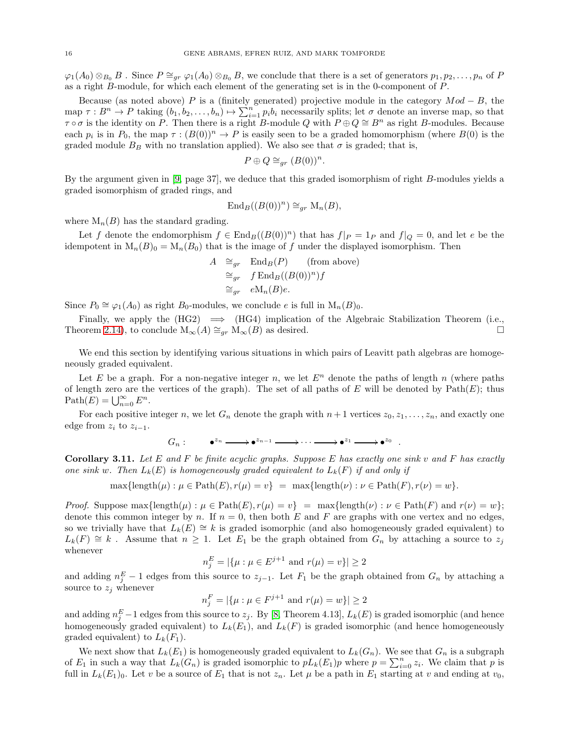$\varphi_1(A_0) \otimes_{B_0} B$ . Since $P \cong_{gr} \varphi_1(A_0) \otimes_{B_0} B$, we conclude that there is a set of generators $p_1, p_2, \ldots, p_n$ of $P$ as a right $B$-module, for which each element of the generating set is in the 0-component of $P$.

Because (as noted above) $P$ is a (finitely generated) projective module in the category $Mod - B$, the map $\tau : B^n \to P$ taking $(b_1, b_2, \ldots, b_n) \mapsto \sum_{i=1}^n p_i b_i$ necessarily splits; let $\sigma$ denote an inverse map, so that $\tau \circ \sigma$ is the identity on $P$. Then there is a right $B$-module $Q$ with $P \oplus Q \cong B^n$ as right $B$-modules. Because each $p_i$ is in $P_0$, the map $\tau : (B(0))^n \to P$ is easily seen to be a graded homomorphism (where $B(0)$ is the graded module $B_B$ with no translation applied). We also see that $\sigma$ is graded; that is,

$$P \oplus Q \cong_{gr} (B(0))^n.$$

By the argument given in [9, page 37], we deduce that this graded isomorphism of right $B$-modules yields a graded isomorphism of graded rings, and

$$\operatorname{End}_B((B(0))^n) \cong_{gr} \operatorname{M}_n(B),$$

where $\operatorname{M}_n(B)$ has the standard grading.

Let $f$ denote the endomorphism $f \in \operatorname{End}_B((B(0))^n)$ that has $f|_P = 1_P$ and $f|_Q = 0$, and let $e$ be the idempotent in $\operatorname{M}_n(B)_0 = \operatorname{M}_n(B_0)$ that is the image of $f$ under the displayed isomorphism. Then

$$\begin{aligned} A \;&\cong_{gr}\; \operatorname{End}_B(P) \qquad \text{(from above)} \\ &\cong_{gr}\; f \operatorname{End}_B((B(0))^n) f \\ &\cong_{gr}\; e\operatorname{M}_n(B)e. \end{aligned}$$

Since $P_0 \cong \varphi_1(A_0)$ as right $B_0$-modules, we conclude $e$ is full in $\operatorname{M}_n(B)_0$.

Finally, we apply the (HG2) $\implies$ (HG4) implication of the Algebraic Stabilization Theorem (i.e., Theorem 2.14), to conclude $\operatorname{M}_\infty(A) \cong_{gr} \operatorname{M}_\infty(B)$ as desired. $\square$

We end this section by identifying various situations in which pairs of Leavitt path algebras are homogeneously graded equivalent.

Let $E$ be a graph. For a non-negative integer $n$, we let $E^n$ denote the paths of length $n$ (where paths of length zero are the vertices of the graph). The set of all paths of $E$ will be denoted by $\operatorname{Path}(E)$; thus $\operatorname{Path}(E) = \bigcup_{n=0}^\infty E^n$.

For each positive integer $n$, we let $G_n$ denote the graph with $n+1$ vertices $z_0, z_1, \ldots, z_n$, and exactly one edge from $z_i$ to $z_{i-1}$.

$$G_n: \qquad \bullet^{z_n} \longrightarrow \bullet^{z_{n-1}} \longrightarrow \cdots \longrightarrow \bullet^{z_1} \longrightarrow \bullet^{z_0} \;.$$

**Corollary 3.11.** *Let $E$ and $F$ be finite acyclic graphs. Suppose $E$ has exactly one sink $v$ and $F$ has exactly one sink $w$. Then $L_k(E)$ is homogeneously graded equivalent to $L_k(F)$ if and only if*

$$\max\{\operatorname{length}(\mu) : \mu \in \operatorname{Path}(E), r(\mu) = v\} \;=\; \max\{\operatorname{length}(\nu) : \nu \in \operatorname{Path}(F), r(\nu) = w\}.$$

*Proof.* Suppose $\max\{\operatorname{length}(\mu) : \mu \in \operatorname{Path}(E), r(\mu) = v\} \;=\; \max\{\operatorname{length}(\nu) : \nu \in \operatorname{Path}(F) \text{ and } r(\nu) = w\}$; denote this common integer by $n$. If $n = 0$, then both $E$ and $F$ are graphs with one vertex and no edges, so we trivially have that $L_k(E) \cong k$ is graded isomorphic (and also homogeneously graded equivalent) to $L_k(F) \cong k$ . Assume that $n \geq 1$. Let $E_1$ be the graph obtained from $G_n$ by attaching a source to $z_j$ whenever

$$n_j^E = |\{\mu : \mu \in E^{j+1} \text{ and } r(\mu) = v\}| \geq 2$$

and adding $n_j^E - 1$ edges from this source to $z_{j-1}$. Let $F_1$ be the graph obtained from $G_n$ by attaching a source to $z_j$ whenever

$$n_j^F = |\{\mu : \mu \in F^{j+1} \text{ and } r(\mu) = w\}| \geq 2$$

and adding $n_j^E - 1$ edges from this source to $z_j$. By [8, Theorem 4.13], $L_k(E)$ is graded isomorphic (and hence homogeneously graded equivalent) to $L_k(E_1)$, and $L_k(F)$ is graded isomorphic (and hence homogeneously graded equivalent) to $L_k(F_1)$.

We next show that $L_k(E_1)$ is homogeneously graded equivalent to $L_k(G_n)$. We see that $G_n$ is a subgraph of $E_1$ in such a way that $L_k(G_n)$ is graded isomorphic to $pL_k(E_1)p$ where $p = \sum_{i=0}^n z_i$. We claim that $p$ is full in $L_k(E_1)_0$. Let $v$ be a source of $E_1$ that is not $z_n$. Let $\mu$ be a path in $E_1$ starting at $v$ and ending at $v_0$,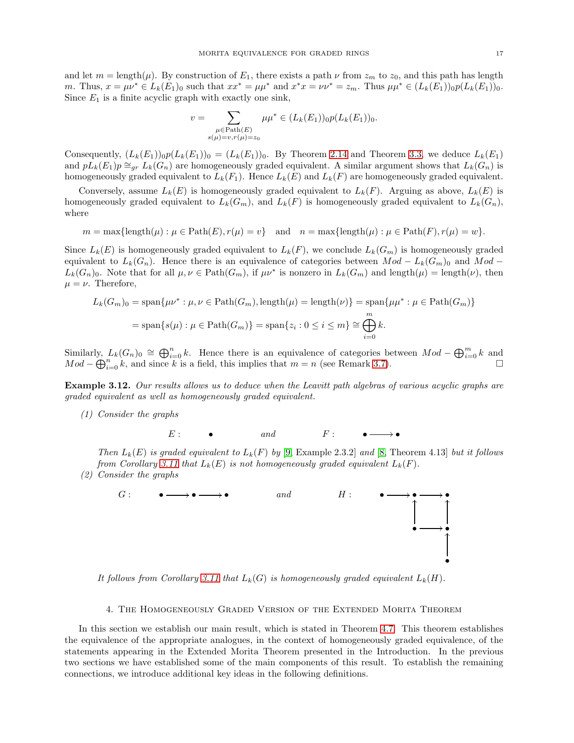and let $m = \text{length}(\mu)$. By construction of $E_1$, there exists a path $\nu$ from $z_m$ to $z_0$, and this path has length $m$. Thus, $x = \mu\nu^* \in L_k(E_1)_0$ such that $xx^* = \mu\mu^*$ and $x^*x = \nu\nu^* = z_m$. Thus $\mu\mu^* \in (L_k(E_1))_0 p(L_k(E_1))_0$. Since $E_1$ is a finite acyclic graph with exactly one sink,

$$v = \sum_{\substack{\mu \in \text{Path}(E) \\ s(\mu)=v, r(\mu)=z_0}} \mu\mu^* \in (L_k(E_1))_0 p(L_k(E_1))_0.$$

Consequently, $(L_k(E_1))_0 p(L_k(E_1))_0 = (L_k(E_1))_0$. By Theorem 2.14 and Theorem 3.3, we deduce $L_k(E_1)$ and $pL_k(E_1)p \cong_{gr} L_k(G_n)$ are homogeneously graded equivalent. A similar argument shows that $L_k(G_n)$ is homogeneously graded equivalent to $L_k(F_1)$. Hence $L_k(E)$ and $L_k(F)$ are homogeneously graded equivalent.

Conversely, assume $L_k(E)$ is homogeneously graded equivalent to $L_k(F)$. Arguing as above, $L_k(E)$ is homogeneously graded equivalent to $L_k(G_m)$, and $L_k(F)$ is homogeneously graded equivalent to $L_k(G_n)$, where

$$m = \max\{\text{length}(\mu) : \mu \in \text{Path}(E), r(\mu) = v\} \quad \text{and} \quad n = \max\{\text{length}(\mu) : \mu \in \text{Path}(F), r(\mu) = w\}.$$

Since $L_k(E)$ is homogeneously graded equivalent to $L_k(F)$, we conclude $L_k(G_m)$ is homogeneously graded equivalent to $L_k(G_n)$. Hence there is an equivalence of categories between $Mod - L_k(G_m)_0$ and $Mod - L_k(G_n)_0$. Note that for all $\mu, \nu \in \text{Path}(G_m)$, if $\mu\nu^*$ is nonzero in $L_k(G_m)$ and $\text{length}(\mu) = \text{length}(\nu)$, then $\mu = \nu$. Therefore,

$$\begin{aligned} L_k(G_m)_0 &= \text{span}\{\mu\nu^* : \mu, \nu \in \text{Path}(G_m), \text{length}(\mu) = \text{length}(\nu)\} = \text{span}\{\mu\mu^* : \mu \in \text{Path}(G_m)\} \\ &= \text{span}\{s(\mu) : \mu \in \text{Path}(G_m)\} = \text{span}\{z_i : 0 \le i \le m\} \cong \bigoplus_{i=0}^{m} k. \end{aligned}$$

Similarly, $L_k(G_n)_0 \cong \bigoplus_{i=0}^{n} k$. Hence there is an equivalence of categories between $Mod - \bigoplus_{i=0}^{m} k$ and $Mod - \bigoplus_{i=0}^{n} k$, and since $k$ is a field, this implies that $m = n$ (see Remark 3.7). □

**Example 3.12.** *Our results allows us to deduce when the Leavitt path algebras of various acyclic graphs are graded equivalent as well as homogeneously graded equivalent.*

1. *Consider the graphs*

$$E: \quad \bullet \qquad \text{and} \qquad F: \quad \bullet \longrightarrow \bullet$$

   *Then $L_k(E)$ is graded equivalent to $L_k(F)$ by* [9, Example 2.3.2] *and* [8, Theorem 4.13] *but it follows from Corollary 3.11 that $L_k(E)$ is not homogeneously graded equivalent $L_k(F)$.*

2. *Consider the graphs*

$$G: \quad \bullet \longrightarrow \bullet \longrightarrow \bullet \qquad \text{and} \qquad H: \quad \begin{array}{ccccc} \bullet & \longrightarrow & \bullet & \longrightarrow & \bullet \\ & & \uparrow & & \uparrow \\ & & \bullet & \longrightarrow & \bullet \\ & & & & \uparrow \\ & & & & \bullet \end{array}$$

   *It follows from Corollary 3.11 that $L_k(G)$ is homogeneously graded equivalent $L_k(H)$.*

## 4. The Homogeneously Graded Version of the Extended Morita Theorem

In this section we establish our main result, which is stated in Theorem 4.7. This theorem establishes the equivalence of the appropriate analogues, in the context of homogeneously graded equivalence, of the statements appearing in the Extended Morita Theorem presented in the Introduction. In the previous two sections we have established some of the main components of this result. To establish the remaining connections, we introduce additional key ideas in the following definitions.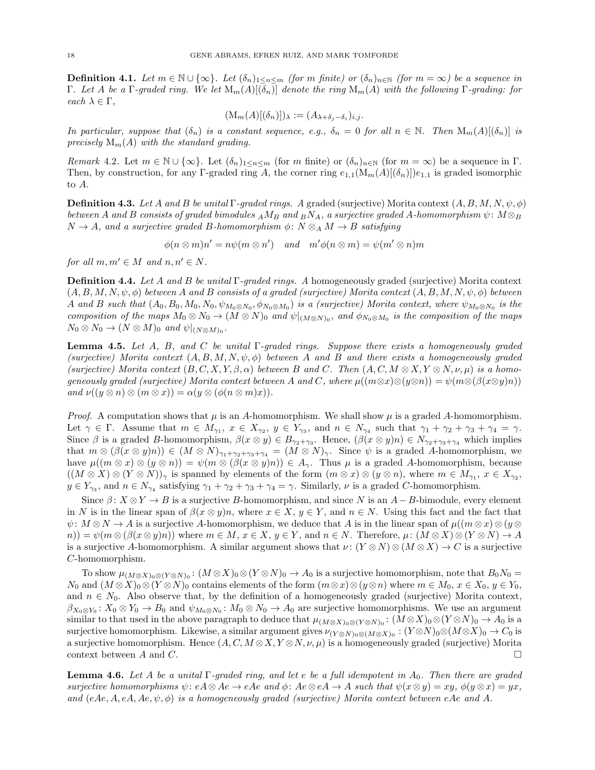**Definition 4.1.** *Let $m \in \mathbb{N} \cup \{\infty\}$. Let $(\delta_n)_{1 \leq n \leq m}$ (for $m$ finite) or $(\delta_n)_{n \in \mathbb{N}}$ (for $m = \infty$) be a sequence in $\Gamma$. Let $A$ be a $\Gamma$-graded ring. We let $\mathrm{M}_m(A)[(\delta_n)]$ denote the ring $\mathrm{M}_m(A)$ with the following $\Gamma$-grading: for each $\lambda \in \Gamma$,*

$$(\mathrm{M}_m(A)[(\delta_n)])_\lambda := (A_{\lambda + \delta_j - \delta_i})_{i,j}.$$

*In particular, suppose that $(\delta_n)$ is a constant sequence, e.g., $\delta_n = 0$ for all $n \in \mathbb{N}$. Then $\mathrm{M}_m(A)[(\delta_n)]$ is precisely $\mathrm{M}_m(A)$ with the standard grading.*

*Remark* 4.2. Let $m \in \mathbb{N} \cup \{\infty\}$. Let $(\delta_n)_{1 \leq n \leq m}$ (for $m$ finite) or $(\delta_n)_{n \in \mathbb{N}}$ (for $m = \infty$) be a sequence in $\Gamma$. Then, by construction, for any $\Gamma$-graded ring $A$, the corner ring $e_{1,1}(\mathrm{M}_m(A)[(\delta_n)])e_{1,1}$ is graded isomorphic to $A$.

**Definition 4.3.** *Let $A$ and $B$ be unital $\Gamma$-graded rings. A* graded (surjective) Morita context *$(A, B, M, N, \psi, \phi)$ between $A$ and $B$ consists of graded bimodules ${}_AM_B$ and ${}_BN_A$, a surjective graded $A$-homomorphism $\psi \colon M \otimes_B N \to A$, and a surjective graded $B$-homomorphism $\phi \colon N \otimes_A M \to B$ satisfying*

$$\phi(n \otimes m)n' = n\psi(m \otimes n') \quad \text{and} \quad m'\phi(n \otimes m) = \psi(m' \otimes n)m$$

*for all $m, m' \in M$ and $n, n' \in N$.*

**Definition 4.4.** *Let $A$ and $B$ be unital $\Gamma$-graded rings. A* homogeneously graded (surjective) Morita context *$(A, B, M, N, \psi, \phi)$ between $A$ and $B$ consists of a graded (surjective) Morita context $(A, B, M, N, \psi, \phi)$ between $A$ and $B$ such that $(A_0, B_0, M_0, N_0, \psi_{M_0 \otimes N_0}, \phi_{N_0 \otimes M_0})$ is a (surjective) Morita context, where $\psi_{M_0 \otimes N_0}$ is the composition of the maps $M_0 \otimes N_0 \to (M \otimes N)_0$ and $\psi|_{(M \otimes N)_0}$, and $\phi_{N_0 \otimes M_0}$ is the composition of the maps $N_0 \otimes N_0 \to (N \otimes M)_0$ and $\psi|_{(N \otimes M)_0}$.*

**Lemma 4.5.** *Let $A$, $B$, and $C$ be unital $\Gamma$-graded rings. Suppose there exists a homogeneously graded (surjective) Morita context $(A, B, M, N, \psi, \phi)$ between $A$ and $B$ and there exists a homogeneously graded (surjective) Morita context $(B, C, X, Y, \beta, \alpha)$ between $B$ and $C$. Then $(A, C, M \otimes X, Y \otimes N, \nu, \mu)$ is a homogeneously graded (surjective) Morita context between $A$ and $C$, where $\mu((m \otimes x) \otimes (y \otimes n)) = \psi(m \otimes (\beta(x \otimes y)n))$ and $\nu((y \otimes n) \otimes (m \otimes x)) = \alpha(y \otimes (\phi(n \otimes m)x))$.*

*Proof.* A computation shows that $\mu$ is an $A$-homomorphism. We shall show $\mu$ is a graded $A$-homomorphism. Let $\gamma \in \Gamma$. Assume that $m \in M_{\gamma_1}$, $x \in X_{\gamma_2}$, $y \in Y_{\gamma_3}$, and $n \in N_{\gamma_4}$ such that $\gamma_1 + \gamma_2 + \gamma_3 + \gamma_4 = \gamma$. Since $\beta$ is a graded $B$-homomorphism, $\beta(x \otimes y) \in B_{\gamma_2 + \gamma_3}$. Hence, $(\beta(x \otimes y)n) \in N_{\gamma_2 + \gamma_3 + \gamma_4}$ which implies that $m \otimes (\beta(x \otimes y)n)) \in (M \otimes N)_{\gamma_1 + \gamma_2 + \gamma_3 + \gamma_4} = (M \otimes N)_\gamma$. Since $\psi$ is a graded $A$-homomorphism, we have $\mu((m \otimes x) \otimes (y \otimes n)) = \psi(m \otimes (\beta(x \otimes y)n)) \in A_\gamma$. Thus $\mu$ is a graded $A$-homomorphism, because $((M \otimes X) \otimes (Y \otimes N))_\gamma$ is spanned by elements of the form $(m \otimes x) \otimes (y \otimes n)$, where $m \in M_{\gamma_1}$, $x \in X_{\gamma_2}$, $y \in Y_{\gamma_3}$, and $n \in N_{\gamma_4}$ satisfying $\gamma_1 + \gamma_2 + \gamma_3 + \gamma_4 = \gamma$. Similarly, $\nu$ is a graded $C$-homomorphism.

Since $\beta \colon X \otimes Y \to B$ is a surjective $B$-homomorphism, and since $N$ is an $A-B$-bimodule, every element in $N$ is in the linear span of $\beta(x \otimes y)n$, where $x \in X$, $y \in Y$, and $n \in N$. Using this fact and the fact that $\psi \colon M \otimes N \to A$ is a surjective $A$-homomorphism, we deduce that $A$ is in the linear span of $\mu((m \otimes x) \otimes (y \otimes n)) = \psi(m \otimes (\beta(x \otimes y)n))$ where $m \in M$, $x \in X$, $y \in Y$, and $n \in N$. Therefore, $\mu \colon (M \otimes X) \otimes (Y \otimes N) \to A$ is a surjective $A$-homomorphism. A similar argument shows that $\nu \colon (Y \otimes N) \otimes (M \otimes X) \to C$ is a surjective $C$-homomorphism.

To show $\mu_{(M \otimes X)_0 \otimes (Y \otimes N)_0} \colon (M \otimes X)_0 \otimes (Y \otimes N)_0 \to A_0$ is a surjective homomorphism, note that $B_0 N_0 = N_0$ and $(M \otimes X)_0 \otimes (Y \otimes N)_0$ contains elements of the form $(m \otimes x) \otimes (y \otimes n)$ where $m \in M_0$, $x \in X_0$, $y \in Y_0$, and $n \in N_0$. Also observe that, by the definition of a homogeneously graded (surjective) Morita context, $\beta_{X_0 \otimes Y_0} \colon X_0 \otimes Y_0 \to B_0$ and $\psi_{M_0 \otimes N_0} \colon M_0 \otimes N_0 \to A_0$ are surjective homomorphisms. We use an argument similar to that used in the above paragraph to deduce that $\mu_{(M \otimes X)_0 \otimes (Y \otimes N)_0} \colon (M \otimes X)_0 \otimes (Y \otimes N)_0 \to A_0$ is a surjective homomorphism. Likewise, a similar argument gives $\nu_{(Y \otimes N)_0 \otimes (M \otimes X)_0} \colon (Y \otimes N)_0 \otimes (M \otimes X)_0 \to C_0$ is a surjective homomorphism. Hence $(A, C, M \otimes X, Y \otimes N, \nu, \mu)$ is a homogeneously graded (surjective) Morita context between $A$ and $C$. $\square$

**Lemma 4.6.** *Let $A$ be a unital $\Gamma$-graded ring, and let $e$ be a full idempotent in $A_0$. Then there are graded surjective homomorphisms $\psi \colon eA \otimes Ae \to eAe$ and $\phi \colon Ae \otimes eA \to A$ such that $\psi(x \otimes y) = xy$, $\phi(y \otimes x) = yx$, and $(eAe, A, eA, Ae, \psi, \phi)$ is a homogeneously graded (surjective) Morita context between $eAe$ and $A$.*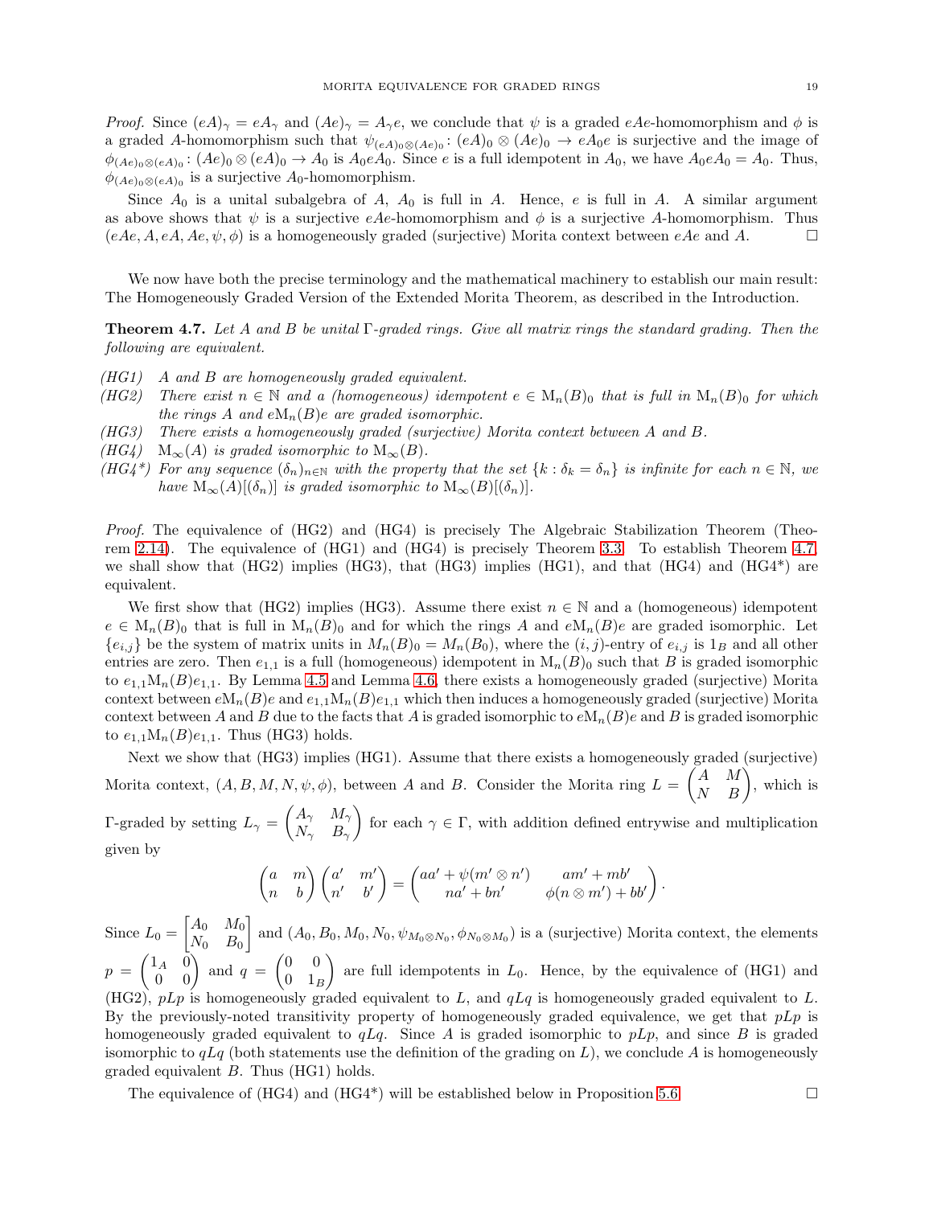*Proof.* Since $(eA)_\gamma = eA_\gamma$ and $(Ae)_\gamma = A_\gamma e$, we conclude that $\psi$ is a graded $eAe$-homomorphism and $\phi$ is a graded $A$-homomorphism such that $\psi_{(eA)_0 \otimes (Ae)_0}\colon (eA)_0 \otimes (Ae)_0 \to eA_0e$ is surjective and the image of $\phi_{(Ae)_0 \otimes (eA)_0}\colon (Ae)_0 \otimes (eA)_0 \to A_0$ is $A_0eA_0$. Since $e$ is a full idempotent in $A_0$, we have $A_0eA_0 = A_0$. Thus, $\phi_{(Ae)_0 \otimes (eA)_0}$ is a surjective $A_0$-homomorphism.

Since $A_0$ is a unital subalgebra of $A$, $A_0$ is full in $A$. Hence, $e$ is full in $A$. A similar argument as above shows that $\psi$ is a surjective $eAe$-homomorphism and $\phi$ is a surjective $A$-homomorphism. Thus $(eAe, A, eA, Ae, \psi, \phi)$ is a homogeneously graded (surjective) Morita context between $eAe$ and $A$. □

We now have both the precise terminology and the mathematical machinery to establish our main result: The Homogeneously Graded Version of the Extended Morita Theorem, as described in the Introduction.

**Theorem 4.7.** *Let $A$ and $B$ be unital $\Gamma$-graded rings. Give all matrix rings the standard grading. Then the following are equivalent.*

- *(HG1) $A$ and $B$ are homogeneously graded equivalent.*
- *(HG2) There exist $n \in \mathbb{N}$ and a (homogeneous) idempotent $e \in \mathrm{M}_n(B)_0$ that is full in $\mathrm{M}_n(B)_0$ for which the rings $A$ and $e\mathrm{M}_n(B)e$ are graded isomorphic.*
- *(HG3) There exists a homogeneously graded (surjective) Morita context between $A$ and $B$.*
- *(HG4) $\mathrm{M}_\infty(A)$ is graded isomorphic to $\mathrm{M}_\infty(B)$.*
- *(HG4\*) For any sequence $(\delta_n)_{n\in\mathbb{N}}$ with the property that the set $\{k : \delta_k = \delta_n\}$ is infinite for each $n \in \mathbb{N}$, we have $\mathrm{M}_\infty(A)[(\delta_n)]$ is graded isomorphic to $\mathrm{M}_\infty(B)[(\delta_n)]$.*

*Proof.* The equivalence of (HG2) and (HG4) is precisely The Algebraic Stabilization Theorem (Theorem 2.14). The equivalence of (HG1) and (HG4) is precisely Theorem 3.3. To establish Theorem 4.7, we shall show that (HG2) implies (HG3), that (HG3) implies (HG1), and that (HG4) and (HG4\*) are equivalent.

We first show that (HG2) implies (HG3). Assume there exist $n \in \mathbb{N}$ and a (homogeneous) idempotent $e \in \mathrm{M}_n(B)_0$ that is full in $\mathrm{M}_n(B)_0$ and for which the rings $A$ and $e\mathrm{M}_n(B)e$ are graded isomorphic. Let $\{e_{i,j}\}$ be the system of matrix units in $M_n(B)_0 = M_n(B_0)$, where the $(i,j)$-entry of $e_{i,j}$ is $1_B$ and all other entries are zero. Then $e_{1,1}$ is a full (homogeneous) idempotent in $\mathrm{M}_n(B)_0$ such that $B$ is graded isomorphic to $e_{1,1}\mathrm{M}_n(B)e_{1,1}$. By Lemma 4.5 and Lemma 4.6, there exists a homogeneously graded (surjective) Morita context between $e\mathrm{M}_n(B)e$ and $e_{1,1}\mathrm{M}_n(B)e_{1,1}$ which then induces a homogeneously graded (surjective) Morita context between $A$ and $B$ due to the facts that $A$ is graded isomorphic to $e\mathrm{M}_n(B)e$ and $B$ is graded isomorphic to $e_{1,1}\mathrm{M}_n(B)e_{1,1}$. Thus (HG3) holds.

Next we show that (HG3) implies (HG1). Assume that there exists a homogeneously graded (surjective) Morita context, $(A, B, M, N, \psi, \phi)$, between $A$ and $B$. Consider the Morita ring $L = \begin{pmatrix} A & M \\ N & B \end{pmatrix}$, which is $\Gamma$-graded by setting $L_\gamma = \begin{pmatrix} A_\gamma & M_\gamma \\ N_\gamma & B_\gamma \end{pmatrix}$ for each $\gamma \in \Gamma$, with addition defined entrywise and multiplication given by

$$\begin{pmatrix} a & m \\ n & b \end{pmatrix} \begin{pmatrix} a' & m' \\ n' & b' \end{pmatrix} = \begin{pmatrix} aa' + \psi(m' \otimes n') & am' + mb' \\ na' + bn' & \phi(n \otimes m') + bb' \end{pmatrix}.$$

Since $L_0 = \begin{bmatrix} A_0 & M_0 \\ N_0 & B_0 \end{bmatrix}$ and $(A_0, B_0, M_0, N_0, \psi_{M_0 \otimes N_0}, \phi_{N_0 \otimes M_0})$ is a (surjective) Morita context, the elements $p = \begin{pmatrix} 1_A & 0 \\ 0 & 0 \end{pmatrix}$ and $q = \begin{pmatrix} 0 & 0 \\ 0 & 1_B \end{pmatrix}$ are full idempotents in $L_0$. Hence, by the equivalence of (HG1) and (HG2), $pLp$ is homogeneously graded equivalent to $L$, and $qLq$ is homogeneously graded equivalent to $L$. By the previously-noted transitivity property of homogeneously graded equivalence, we get that $pLp$ is homogeneously graded equivalent to $qLq$. Since $A$ is graded isomorphic to $pLp$, and since $B$ is graded isomorphic to $qLq$ (both statements use the definition of the grading on $L$), we conclude $A$ is homogeneously graded equivalent $B$. Thus (HG1) holds.

The equivalence of (HG4) and (HG4\*) will be established below in Proposition 5.6. □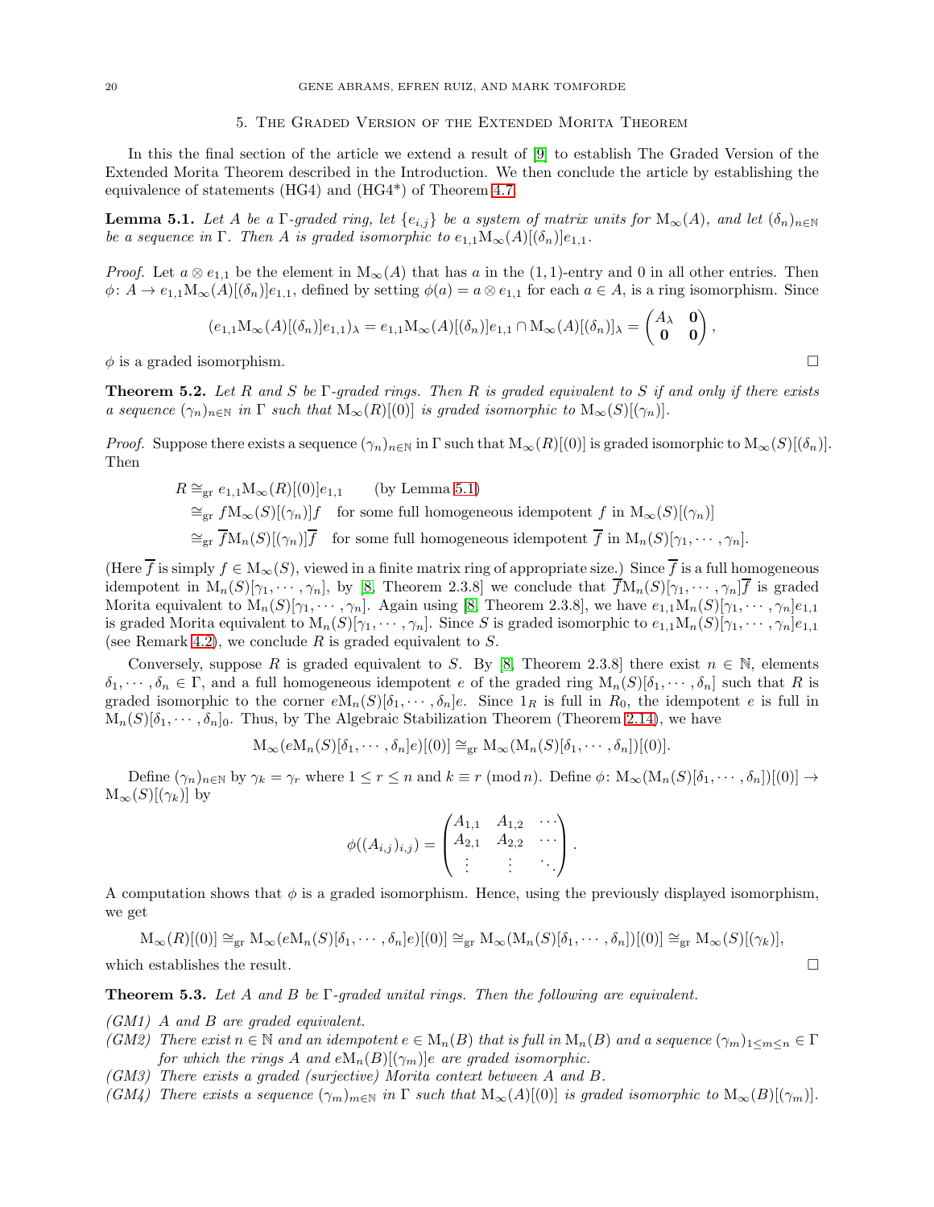## 5. The Graded Version of the Extended Morita Theorem

In this the final section of the article we extend a result of [9] to establish The Graded Version of the Extended Morita Theorem described in the Introduction. We then conclude the article by establishing the equivalence of statements (HG4) and (HG4*) of Theorem 4.7.

**Lemma 5.1.** *Let $A$ be a $\Gamma$-graded ring, let $\{e_{i,j}\}$ be a system of matrix units for $\mathrm{M}_\infty(A)$, and let $(\delta_n)_{n\in\mathbb{N}}$ be a sequence in $\Gamma$. Then $A$ is graded isomorphic to $e_{1,1}\mathrm{M}_\infty(A)[(\delta_n)]e_{1,1}$.*

*Proof.* Let $a \otimes e_{1,1}$ be the element in $\mathrm{M}_\infty(A)$ that has $a$ in the $(1,1)$-entry and 0 in all other entries. Then $\phi\colon A \to e_{1,1}\mathrm{M}_\infty(A)[(\delta_n)]e_{1,1}$, defined by setting $\phi(a) = a \otimes e_{1,1}$ for each $a \in A$, is a ring isomorphism. Since

$$(e_{1,1}\mathrm{M}_\infty(A)[(\delta_n)]e_{1,1})_\lambda = e_{1,1}\mathrm{M}_\infty(A)[(\delta_n)]e_{1,1} \cap \mathrm{M}_\infty(A)[(\delta_n)]_\lambda = \begin{pmatrix} A_\lambda & \mathbf{0} \\ \mathbf{0} & \mathbf{0} \end{pmatrix},$$

$\phi$ is a graded isomorphism. $\square$

**Theorem 5.2.** *Let $R$ and $S$ be $\Gamma$-graded rings. Then $R$ is graded equivalent to $S$ if and only if there exists a sequence $(\gamma_n)_{n\in\mathbb{N}}$ in $\Gamma$ such that $\mathrm{M}_\infty(R)[(0)]$ is graded isomorphic to $\mathrm{M}_\infty(S)[(\gamma_n)]$.*

*Proof.* Suppose there exists a sequence $(\gamma_n)_{n\in\mathbb{N}}$ in $\Gamma$ such that $\mathrm{M}_\infty(R)[(0)]$ is graded isomorphic to $\mathrm{M}_\infty(S)[(\delta_n)]$. Then

$$\begin{aligned}
R &\cong_{\mathrm{gr}} e_{1,1}\mathrm{M}_\infty(R)[(0)]e_{1,1} \qquad \text{(by Lemma 5.1)} \\
&\cong_{\mathrm{gr}} f\mathrm{M}_\infty(S)[(\gamma_n)]f \quad \text{for some full homogeneous idempotent } f \text{ in } \mathrm{M}_\infty(S)[(\gamma_n)] \\
&\cong_{\mathrm{gr}} \overline{f}\mathrm{M}_n(S)[(\gamma_n)]\overline{f} \quad \text{for some full homogeneous idempotent } \overline{f} \text{ in } \mathrm{M}_n(S)[\gamma_1, \cdots, \gamma_n].
\end{aligned}$$

(Here $\overline{f}$ is simply $f \in \mathrm{M}_\infty(S)$, viewed in a finite matrix ring of appropriate size.) Since $\overline{f}$ is a full homogeneous idempotent in $\mathrm{M}_n(S)[\gamma_1, \cdots, \gamma_n]$, by [8, Theorem 2.3.8] we conclude that $\overline{f}\mathrm{M}_n(S)[\gamma_1, \cdots, \gamma_n]\overline{f}$ is graded Morita equivalent to $\mathrm{M}_n(S)[\gamma_1, \cdots, \gamma_n]$. Again using [8, Theorem 2.3.8], we have $e_{1,1}\mathrm{M}_n(S)[\gamma_1, \cdots, \gamma_n]e_{1,1}$ is graded Morita equivalent to $\mathrm{M}_n(S)[\gamma_1, \cdots, \gamma_n]$. Since $S$ is graded isomorphic to $e_{1,1}\mathrm{M}_n(S)[\gamma_1, \cdots, \gamma_n]e_{1,1}$ (see Remark 4.2), we conclude $R$ is graded equivalent to $S$.

Conversely, suppose $R$ is graded equivalent to $S$. By [8, Theorem 2.3.8] there exist $n \in \mathbb{N}$, elements $\delta_1, \cdots, \delta_n \in \Gamma$, and a full homogeneous idempotent $e$ of the graded ring $\mathrm{M}_n(S)[\delta_1, \cdots, \delta_n]$ such that $R$ is graded isomorphic to the corner $e\mathrm{M}_n(S)[\delta_1, \cdots, \delta_n]e$. Since $1_R$ is full in $R_0$, the idempotent $e$ is full in $\mathrm{M}_n(S)[\delta_1, \cdots, \delta_n]_0$. Thus, by The Algebraic Stabilization Theorem (Theorem 2.14), we have

$$\mathrm{M}_\infty(e\mathrm{M}_n(S)[\delta_1, \cdots, \delta_n]e)[(0)] \cong_{\mathrm{gr}} \mathrm{M}_\infty(\mathrm{M}_n(S)[\delta_1, \cdots, \delta_n])[(0)].$$

Define $(\gamma_n)_{n\in\mathbb{N}}$ by $\gamma_k = \gamma_r$ where $1 \leq r \leq n$ and $k \equiv r \pmod{n}$. Define $\phi\colon \mathrm{M}_\infty(\mathrm{M}_n(S)[\delta_1, \cdots, \delta_n])[(0)] \to \mathrm{M}_\infty(S)[(\gamma_k)]$ by

$$\phi((A_{i,j})_{i,j}) = \begin{pmatrix} A_{1,1} & A_{1,2} & \cdots \\ A_{2,1} & A_{2,2} & \cdots \\ \vdots & \vdots & \ddots \end{pmatrix}.$$

A computation shows that $\phi$ is a graded isomorphism. Hence, using the previously displayed isomorphism, we get

$$\mathrm{M}_\infty(R)[(0)] \cong_{\mathrm{gr}} \mathrm{M}_\infty(e\mathrm{M}_n(S)[\delta_1, \cdots, \delta_n]e)[(0)] \cong_{\mathrm{gr}} \mathrm{M}_\infty(\mathrm{M}_n(S)[\delta_1, \cdots, \delta_n])[(0)] \cong_{\mathrm{gr}} \mathrm{M}_\infty(S)[(\gamma_k)],$$

which establishes the result. $\square$

**Theorem 5.3.** *Let $A$ and $B$ be $\Gamma$-graded unital rings. Then the following are equivalent.*

*(GM1) $A$ and $B$ are graded equivalent.*

*(GM2) There exist $n \in \mathbb{N}$ and an idempotent $e \in \mathrm{M}_n(B)$ that is full in $\mathrm{M}_n(B)$ and a sequence $(\gamma_m)_{1\leq m\leq n} \in \Gamma$ for which the rings $A$ and $e\mathrm{M}_n(B)[(\gamma_m)]e$ are graded isomorphic.*

*(GM3) There exists a graded (surjective) Morita context between $A$ and $B$.*

*(GM4) There exists a sequence $(\gamma_m)_{m\in\mathbb{N}}$ in $\Gamma$ such that $\mathrm{M}_\infty(A)[(0)]$ is graded isomorphic to $\mathrm{M}_\infty(B)[(\gamma_m)]$.*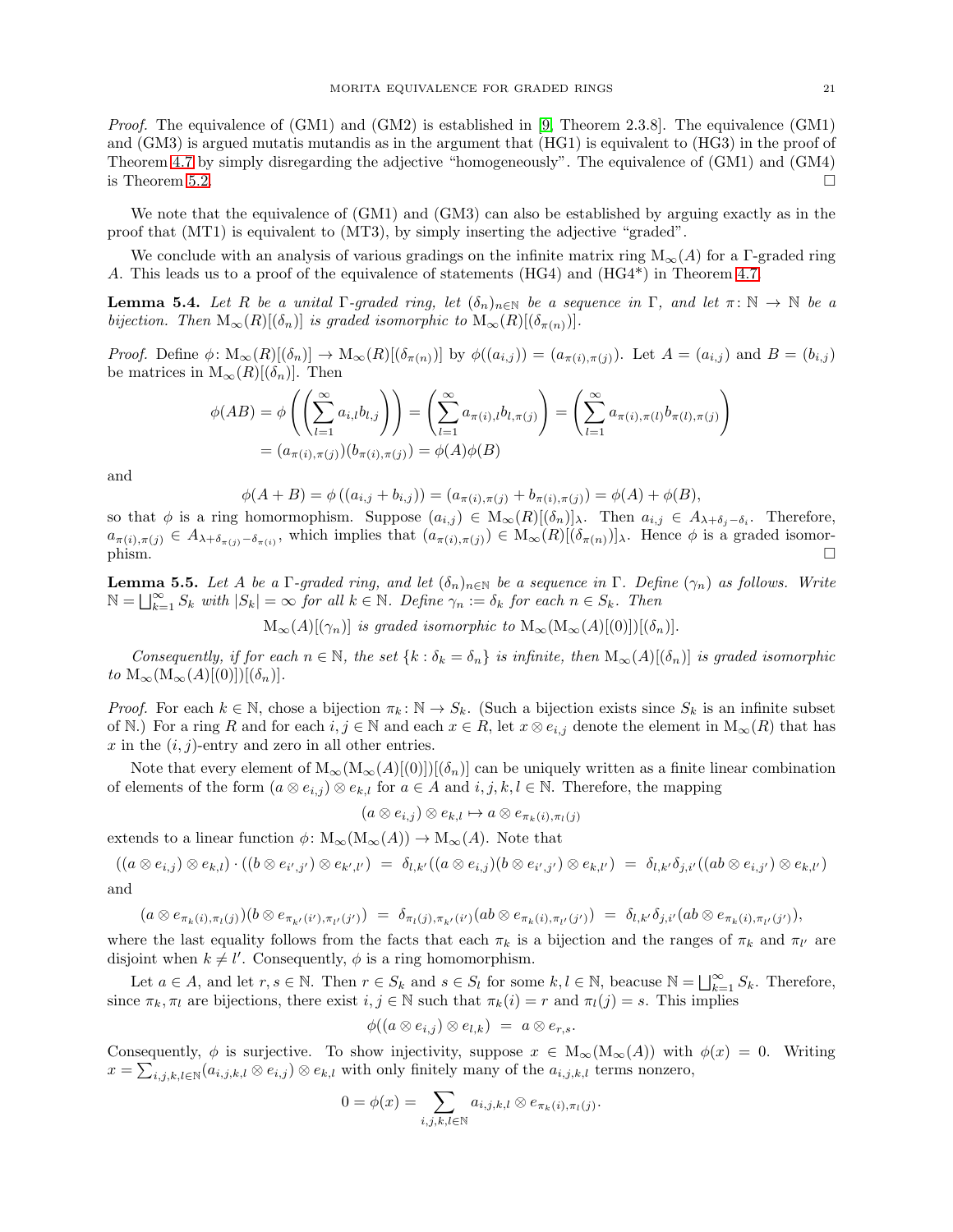*Proof.* The equivalence of (GM1) and (GM2) is established in [9, Theorem 2.3.8]. The equivalence (GM1) and (GM3) is argued mutatis mutandis as in the argument that (HG1) is equivalent to (HG3) in the proof of Theorem 4.7 by simply disregarding the adjective "homogeneously". The equivalence of (GM1) and (GM4) is Theorem 5.2. □

We note that the equivalence of (GM1) and (GM3) can also be established by arguing exactly as in the proof that (MT1) is equivalent to (MT3), by simply inserting the adjective "graded".

We conclude with an analysis of various gradings on the infinite matrix ring $\mathrm{M}_\infty(A)$ for a $\Gamma$-graded ring $A$. This leads us to a proof of the equivalence of statements (HG4) and (HG4*) in Theorem 4.7.

**Lemma 5.4.** *Let $R$ be a unital $\Gamma$-graded ring, let $(\delta_n)_{n\in\mathbb{N}}$ be a sequence in $\Gamma$, and let $\pi\colon \mathbb{N}\to\mathbb{N}$ be a bijection. Then $\mathrm{M}_\infty(R)[(\delta_n)]$ is graded isomorphic to $\mathrm{M}_\infty(R)[(\delta_{\pi(n)})]$.*

*Proof.* Define $\phi\colon \mathrm{M}_\infty(R)[(\delta_n)]\to \mathrm{M}_\infty(R)[(\delta_{\pi(n)})]$ by $\phi((a_{i,j})) = (a_{\pi(i),\pi(j)})$. Let $A=(a_{i,j})$ and $B=(b_{i,j})$ be matrices in $\mathrm{M}_\infty(R)[(\delta_n)]$. Then

$$\phi(AB) = \phi\left(\left(\sum_{l=1}^\infty a_{i,l}b_{l,j}\right)\right) = \left(\sum_{l=1}^\infty a_{\pi(i),l}b_{l,\pi(j)}\right) = \left(\sum_{l=1}^\infty a_{\pi(i),\pi(l)}b_{\pi(l),\pi(j)}\right)$$
$$= (a_{\pi(i),\pi(j)})(b_{\pi(i),\pi(j)}) = \phi(A)\phi(B)$$

and

$$\phi(A+B) = \phi\left((a_{i,j}+b_{i,j})\right) = (a_{\pi(i),\pi(j)}+b_{\pi(i),\pi(j)}) = \phi(A)+\phi(B),$$

so that $\phi$ is a ring hommomorphism. Suppose $(a_{i,j})\in \mathrm{M}_\infty(R)[(\delta_n)]_\lambda$. Then $a_{i,j}\in A_{\lambda+\delta_j-\delta_i}$. Therefore, $a_{\pi(i),\pi(j)}\in A_{\lambda+\delta_{\pi(j)}-\delta_{\pi(i)}}$, which implies that $(a_{\pi(i),\pi(j)})\in \mathrm{M}_\infty(R)[(\delta_{\pi(n)})]_\lambda$. Hence $\phi$ is a graded isomorphism. □

**Lemma 5.5.** *Let $A$ be a $\Gamma$-graded ring, and let $(\delta_n)_{n\in\mathbb{N}}$ be a sequence in $\Gamma$. Define $(\gamma_n)$ as follows. Write $\mathbb{N}=\bigsqcup_{k=1}^\infty S_k$ with $|S_k|=\infty$ for all $k\in\mathbb{N}$. Define $\gamma_n:=\delta_k$ for each $n\in S_k$. Then*

$$\mathrm{M}_\infty(A)[(\gamma_n)] \text{ is graded isomorphic to } \mathrm{M}_\infty(\mathrm{M}_\infty(A)[(0)])[(\delta_n)].$$

*Consequently, if for each $n\in\mathbb{N}$, the set $\{k:\delta_k=\delta_n\}$ is infinite, then $\mathrm{M}_\infty(A)[(\delta_n)]$ is graded isomorphic to $\mathrm{M}_\infty(\mathrm{M}_\infty(A)[(0)])[(\delta_n)]$.*

*Proof.* For each $k\in\mathbb{N}$, chose a bijection $\pi_k\colon\mathbb{N}\to S_k$. (Such a bijection exists since $S_k$ is an infinite subset of $\mathbb{N}$.) For a ring $R$ and for each $i,j\in\mathbb{N}$ and each $x\in R$, let $x\otimes e_{i,j}$ denote the element in $\mathrm{M}_\infty(R)$ that has $x$ in the $(i,j)$-entry and zero in all other entries.

Note that every element of $\mathrm{M}_\infty(\mathrm{M}_\infty(A)[(0)])[(\delta_n)]$ can be uniquely written as a finite linear combination of elements of the form $(a\otimes e_{i,j})\otimes e_{k,l}$ for $a\in A$ and $i,j,k,l\in\mathbb{N}$. Therefore, the mapping

$$(a\otimes e_{i,j})\otimes e_{k,l}\mapsto a\otimes e_{\pi_k(i),\pi_l(j)}$$

extends to a linear function $\phi\colon \mathrm{M}_\infty(\mathrm{M}_\infty(A))\to\mathrm{M}_\infty(A)$. Note that

$$((a\otimes e_{i,j})\otimes e_{k,l})\cdot((b\otimes e_{i',j'})\otimes e_{k',l'}) \;=\; \delta_{l,k'}((a\otimes e_{i,j})(b\otimes e_{i',j'})\otimes e_{k,l'}) \;=\; \delta_{l,k'}\delta_{j,i'}((ab\otimes e_{i,j'})\otimes e_{k,l'})$$

and

$$(a\otimes e_{\pi_k(i),\pi_l(j)})(b\otimes e_{\pi_{k'}(i'),\pi_{l'}(j')}) \;=\; \delta_{\pi_l(j),\pi_{k'}(i')}(ab\otimes e_{\pi_k(i),\pi_{l'}(j')}) \;=\; \delta_{l,k'}\delta_{j,i'}(ab\otimes e_{\pi_k(i),\pi_{l'}(j')}),$$

where the last equality follows from the facts that each $\pi_k$ is a bijection and the ranges of $\pi_k$ and $\pi_{l'}$ are disjoint when $k\neq l'$. Consequently, $\phi$ is a ring homomorphism.

Let $a\in A$, and let $r,s\in\mathbb{N}$. Then $r\in S_k$ and $s\in S_l$ for some $k,l\in\mathbb{N}$, beacuse $\mathbb{N}=\bigsqcup_{k=1}^\infty S_k$. Therefore, since $\pi_k,\pi_l$ are bijections, there exist $i,j\in\mathbb{N}$ such that $\pi_k(i)=r$ and $\pi_l(j)=s$. This implies

$$\phi((a\otimes e_{i,j})\otimes e_{l,k}) \;=\; a\otimes e_{r,s}.$$

Consequently, $\phi$ is surjective. To show injectivity, suppose $x\in\mathrm{M}_\infty(\mathrm{M}_\infty(A))$ with $\phi(x)=0$. Writing $x=\sum_{i,j,k,l\in\mathbb{N}}(a_{i,j,k,l}\otimes e_{i,j})\otimes e_{k,l}$ with only finitely many of the $a_{i,j,k,l}$ terms nonzero,

$$0=\phi(x)=\sum_{i,j,k,l\in\mathbb{N}} a_{i,j,k,l}\otimes e_{\pi_k(i),\pi_l(j)}.$$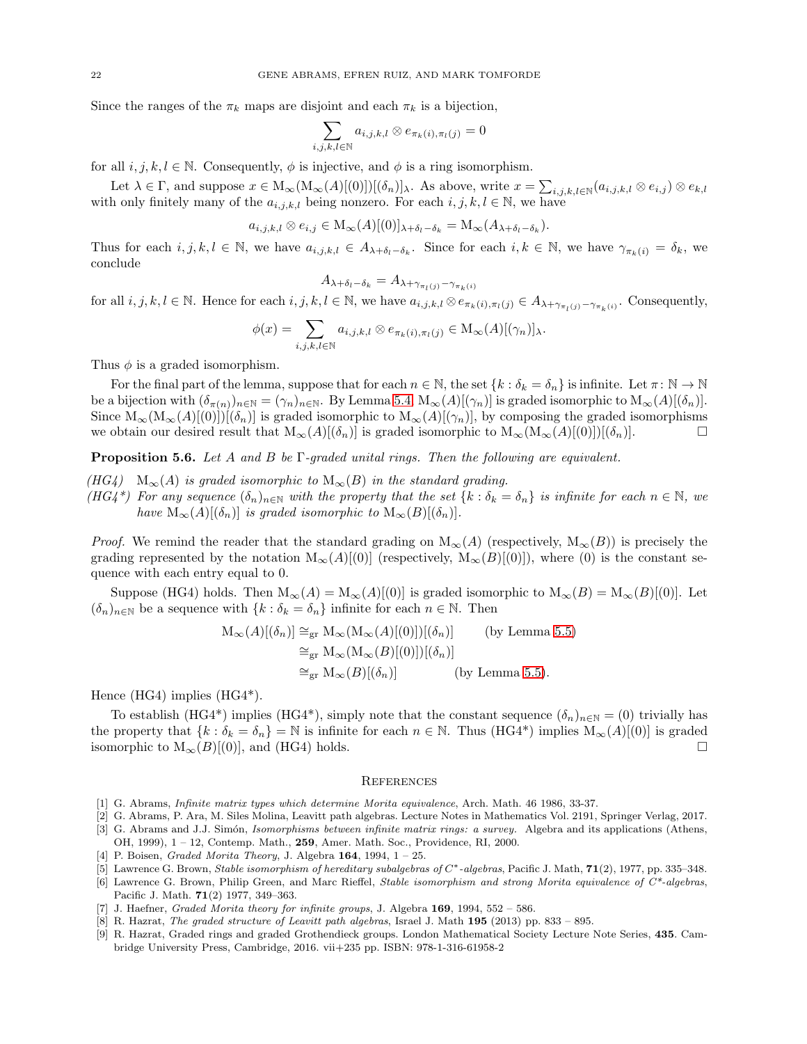Since the ranges of the $\pi_k$ maps are disjoint and each $\pi_k$ is a bijection,

$$\sum_{i,j,k,l\in\mathbb{N}} a_{i,j,k,l} \otimes e_{\pi_k(i),\pi_l(j)} = 0$$

for all $i, j, k, l \in \mathbb{N}$. Consequently, $\phi$ is injective, and $\phi$ is a ring isomorphism.

Let $\lambda \in \Gamma$, and suppose $x \in \mathrm{M}_\infty(\mathrm{M}_\infty(A)[(0)])[(\delta_n)]_\lambda$. As above, write $x = \sum_{i,j,k,l\in\mathbb{N}}(a_{i,j,k,l} \otimes e_{i,j}) \otimes e_{k,l}$ with only finitely many of the $a_{i,j,k,l}$ being nonzero. For each $i, j, k, l \in \mathbb{N}$, we have

$$a_{i,j,k,l} \otimes e_{i,j} \in \mathrm{M}_\infty(A)[(0)]_{\lambda+\delta_l-\delta_k} = \mathrm{M}_\infty(A_{\lambda+\delta_l-\delta_k}).$$

Thus for each $i, j, k, l \in \mathbb{N}$, we have $a_{i,j,k,l} \in A_{\lambda+\delta_l-\delta_k}$. Since for each $i, k \in \mathbb{N}$, we have $\gamma_{\pi_k(i)} = \delta_k$, we conclude

$$A_{\lambda+\delta_l-\delta_k} = A_{\lambda+\gamma_{\pi_l(j)}-\gamma_{\pi_k(i)}}$$

for all $i, j, k, l \in \mathbb{N}$. Hence for each $i, j, k, l \in \mathbb{N}$, we have $a_{i,j,k,l} \otimes e_{\pi_k(i),\pi_l(j)} \in A_{\lambda+\gamma_{\pi_l(j)}-\gamma_{\pi_k(i)}}$. Consequently,

$$\phi(x) = \sum_{i,j,k,l\in\mathbb{N}} a_{i,j,k,l} \otimes e_{\pi_k(i),\pi_l(j)} \in \mathrm{M}_\infty(A)[(\gamma_n)]_\lambda.$$

Thus $\phi$ is a graded isomorphism.

For the final part of the lemma, suppose that for each $n \in \mathbb{N}$, the set $\{k : \delta_k = \delta_n\}$ is infinite. Let $\pi \colon \mathbb{N} \to \mathbb{N}$ be a bijection with $(\delta_{\pi(n)})_{n\in\mathbb{N}} = (\gamma_n)_{n\in\mathbb{N}}$. By Lemma 5.4, $\mathrm{M}_\infty(A)[(\gamma_n)]$ is graded isomorphic to $\mathrm{M}_\infty(A)[(\delta_n)]$. Since $\mathrm{M}_\infty(\mathrm{M}_\infty(A)[(0)])[(\delta_n)]$ is graded isomorphic to $\mathrm{M}_\infty(A)[(\gamma_n)]$, by composing the graded isomorphisms we obtain our desired result that $\mathrm{M}_\infty(A)[(\delta_n)]$ is graded isomorphic to $\mathrm{M}_\infty(\mathrm{M}_\infty(A)[(0)])[(\delta_n)]$. □

**Proposition 5.6.** *Let $A$ and $B$ be $\Gamma$-graded unital rings. Then the following are equivalent.*

- *(HG4)* $\mathrm{M}_\infty(A)$ *is graded isomorphic to* $\mathrm{M}_\infty(B)$ *in the standard grading.*
- *(HG4\*)* *For any sequence $(\delta_n)_{n\in\mathbb{N}}$ with the property that the set $\{k : \delta_k = \delta_n\}$ is infinite for each $n \in \mathbb{N}$, we have $\mathrm{M}_\infty(A)[(\delta_n)]$ is graded isomorphic to $\mathrm{M}_\infty(B)[(\delta_n)]$.*

*Proof.* We remind the reader that the standard grading on $\mathrm{M}_\infty(A)$ (respectively, $\mathrm{M}_\infty(B)$) is precisely the grading represented by the notation $\mathrm{M}_\infty(A)[(0)]$ (respectively, $\mathrm{M}_\infty(B)[(0)]$), where $(0)$ is the constant sequence with each entry equal to 0.

Suppose (HG4) holds. Then $\mathrm{M}_\infty(A) = \mathrm{M}_\infty(A)[(0)]$ is graded isomorphic to $\mathrm{M}_\infty(B) = \mathrm{M}_\infty(B)[(0)]$. Let $(\delta_n)_{n\in\mathbb{N}}$ be a sequence with $\{k : \delta_k = \delta_n\}$ infinite for each $n \in \mathbb{N}$. Then

$$\begin{aligned}
\mathrm{M}_\infty(A)[(\delta_n)] &\cong_{\mathrm{gr}} \mathrm{M}_\infty(\mathrm{M}_\infty(A)[(0)])[(\delta_n)] \qquad \text{(by Lemma 5.5)}\\
&\cong_{\mathrm{gr}} \mathrm{M}_\infty(\mathrm{M}_\infty(B)[(0)])[(\delta_n)]\\
&\cong_{\mathrm{gr}} \mathrm{M}_\infty(B)[(\delta_n)] \qquad \text{(by Lemma 5.5)}.
\end{aligned}$$

Hence (HG4) implies (HG4\*).

To establish (HG4\*) implies (HG4\*), simply note that the constant sequence $(\delta_n)_{n\in\mathbb{N}} = (0)$ trivially has the property that $\{k : \delta_k = \delta_n\} = \mathbb{N}$ is infinite for each $n \in \mathbb{N}$. Thus (HG4\*) implies $\mathrm{M}_\infty(A)[(0)]$ is graded isomorphic to $\mathrm{M}_\infty(B)[(0)]$, and (HG4) holds. □

## References

[1] G. Abrams, *Infinite matrix types which determine Morita equivalence*, Arch. Math. 46 1986, 33-37.

[2] G. Abrams, P. Ara, M. Siles Molina, Leavitt path algebras. Lecture Notes in Mathematics Vol. 2191, Springer Verlag, 2017.

[3] G. Abrams and J.J. Simón, *Isomorphisms between infinite matrix rings: a survey.* Algebra and its applications (Athens, OH, 1999), 1 – 12, Contemp. Math., **259**, Amer. Math. Soc., Providence, RI, 2000.

[4] P. Boisen, *Graded Morita Theory*, J. Algebra **164**, 1994, 1 – 25.

[5] Lawrence G. Brown, *Stable isomorphism of hereditary subalgebras of $C^*$-algebras*, Pacific J. Math, **71**(2), 1977, pp. 335–348.

[6] Lawrence G. Brown, Philip Green, and Marc Rieffel, *Stable isomorphism and strong Morita equivalence of $C^*$-algebras*, Pacific J. Math. **71**(2) 1977, 349–363.

[7] J. Haefner, *Graded Morita theory for infinite groups*, J. Algebra **169**, 1994, 552 – 586.

[8] R. Hazrat, *The graded structure of Leavitt path algebras*, Israel J. Math **195** (2013) pp. 833 – 895.

[9] R. Hazrat, Graded rings and graded Grothendieck groups. London Mathematical Society Lecture Note Series, **435**. Cambridge University Press, Cambridge, 2016. vii+235 pp. ISBN: 978-1-316-61958-2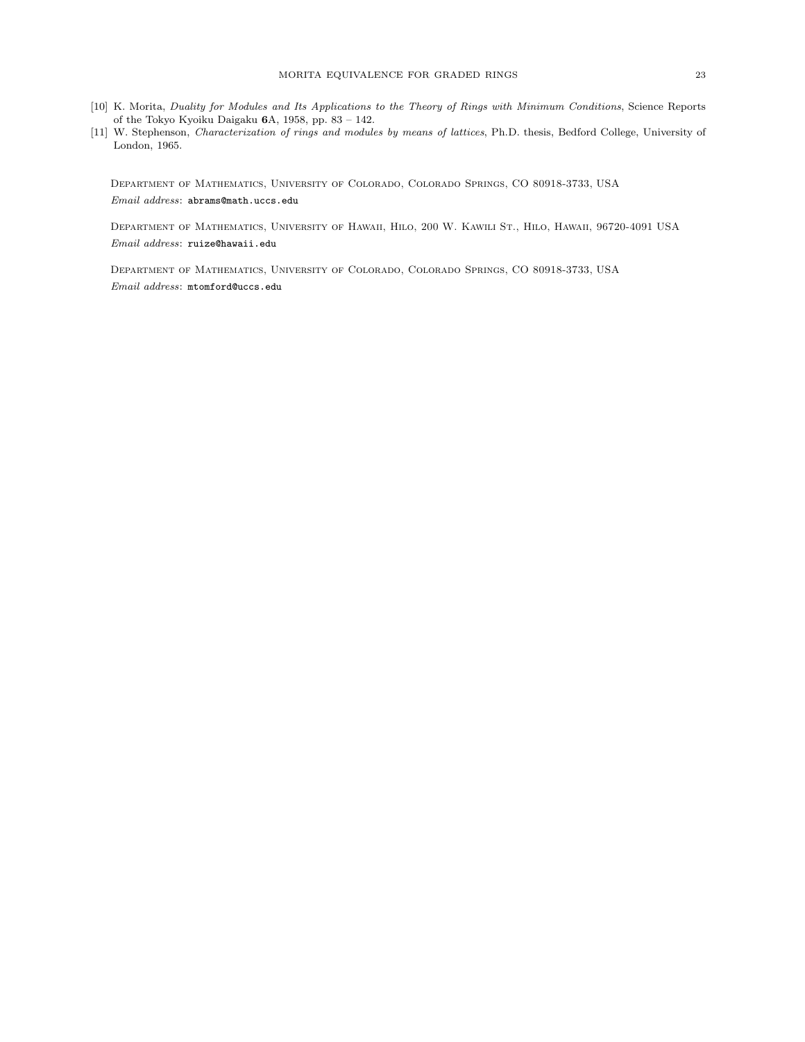[10] K. Morita, *Duality for Modules and Its Applications to the Theory of Rings with Minimum Conditions*, Science Reports of the Tokyo Kyoiku Daigaku **6**A, 1958, pp. 83 – 142.

[11] W. Stephenson, *Characterization of rings and modules by means of lattices*, Ph.D. thesis, Bedford College, University of London, 1965.

Department of Mathematics, University of Colorado, Colorado Springs, CO 80918-3733, USA
*Email address*: `abrams@math.uccs.edu`

Department of Mathematics, University of Hawaii, Hilo, 200 W. Kawili St., Hilo, Hawaii, 96720-4091 USA
*Email address*: `ruize@hawaii.edu`

Department of Mathematics, University of Colorado, Colorado Springs, CO 80918-3733, USA
*Email address*: `mtomford@uccs.edu`